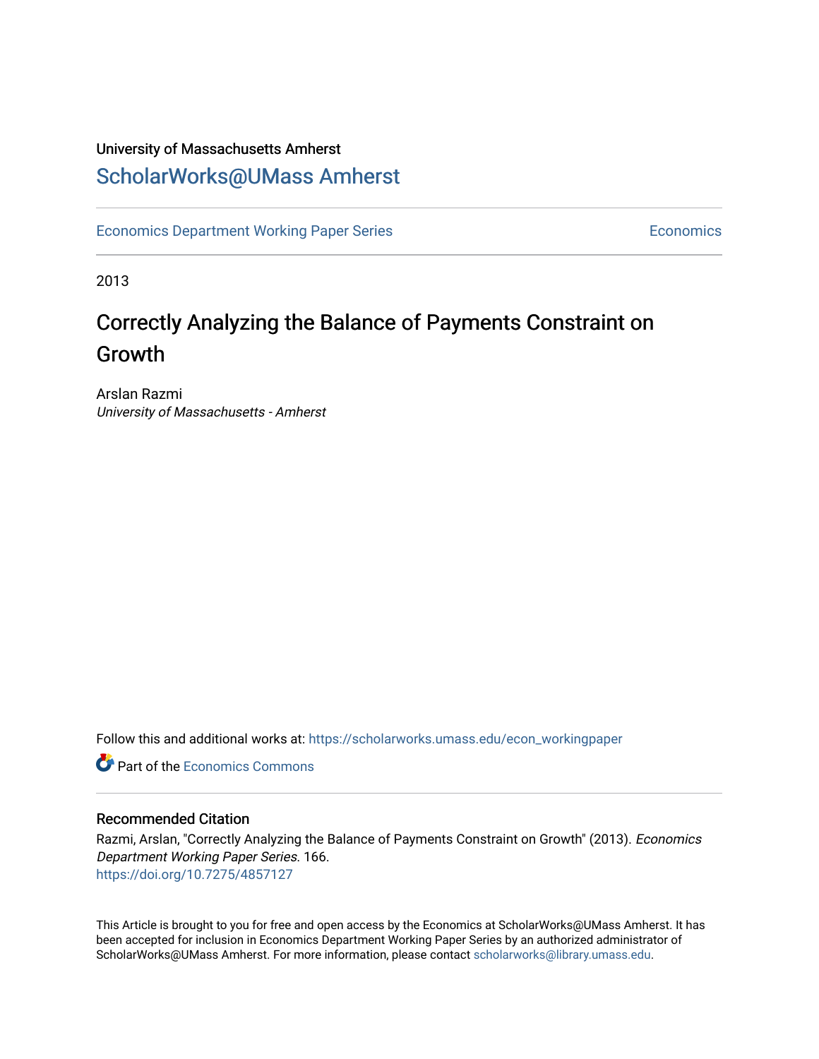University of Massachusetts Amherst

## ScholarWorks@UMass Amherst

Economics Department Working Paper Series | Economics

2013

# Correctly Analyzing the Balance of Payments Constraint on Growth

Arslan Razmi
*University of Massachusetts - Amherst*

Follow this and additional works at: https://scholarworks.umass.edu/econ_workingpaper

Part of the Economics Commons

### Recommended Citation

Razmi, Arslan, "Correctly Analyzing the Balance of Payments Constraint on Growth" (2013). *Economics Department Working Paper Series*. 166.
https://doi.org/10.7275/4857127

This Article is brought to you for free and open access by the Economics at ScholarWorks@UMass Amherst. It has been accepted for inclusion in Economics Department Working Paper Series by an authorized administrator of ScholarWorks@UMass Amherst. For more information, please contact scholarworks@library.umass.edu.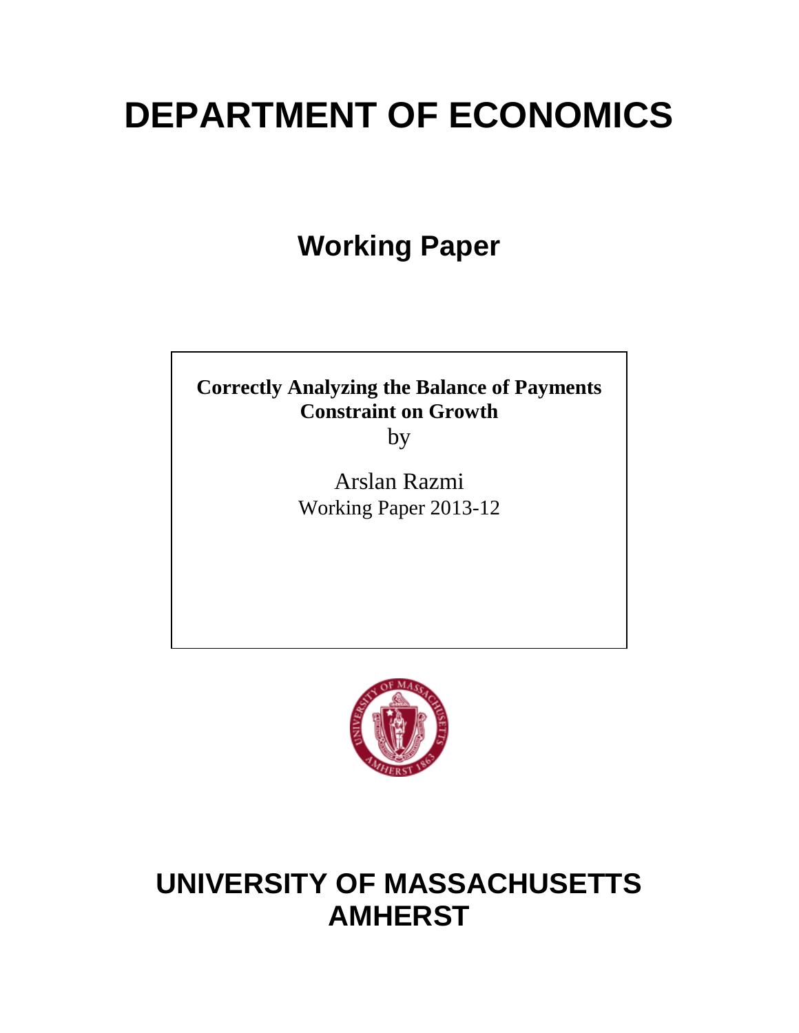# DEPARTMENT OF ECONOMICS

## Working Paper

**Correctly Analyzing the Balance of Payments Constraint on Growth**

by

Arslan Razmi

Working Paper 2013-12

# UNIVERSITY OF MASSACHUSETTS AMHERST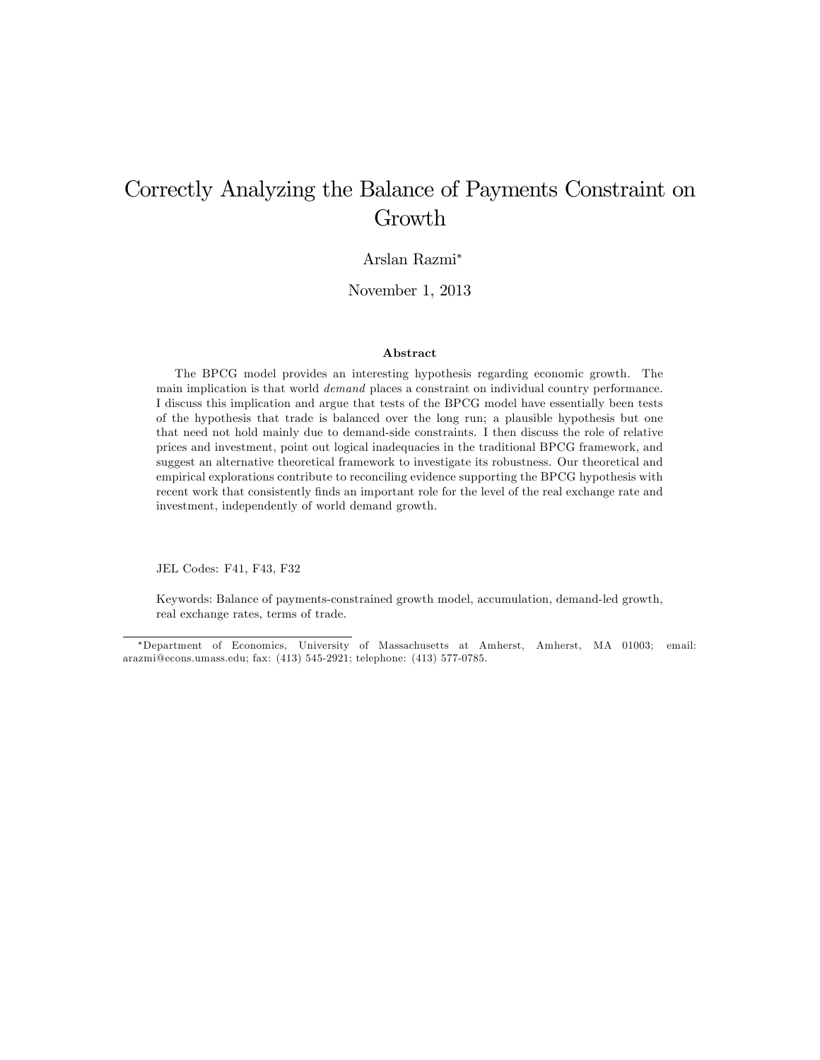# Correctly Analyzing the Balance of Payments Constraint on Growth

Arslan Razmi*

November 1, 2013

### Abstract

The BPCG model provides an interesting hypothesis regarding economic growth. The main implication is that world *demand* places a constraint on individual country performance. I discuss this implication and argue that tests of the BPCG model have essentially been tests of the hypothesis that trade is balanced over the long run; a plausible hypothesis but one that need not hold mainly due to demand-side constraints. I then discuss the role of relative prices and investment, point out logical inadequacies in the traditional BPCG framework, and suggest an alternative theoretical framework to investigate its robustness. Our theoretical and empirical explorations contribute to reconciling evidence supporting the BPCG hypothesis with recent work that consistently finds an important role for the level of the real exchange rate and investment, independently of world demand growth.

JEL Codes: F41, F43, F32

Keywords: Balance of payments-constrained growth model, accumulation, demand-led growth, real exchange rates, terms of trade.

---

*Department of Economics, University of Massachusetts at Amherst, Amherst, MA 01003; email: arazmi@econs.umass.edu; fax: (413) 545-2921; telephone: (413) 577-0785.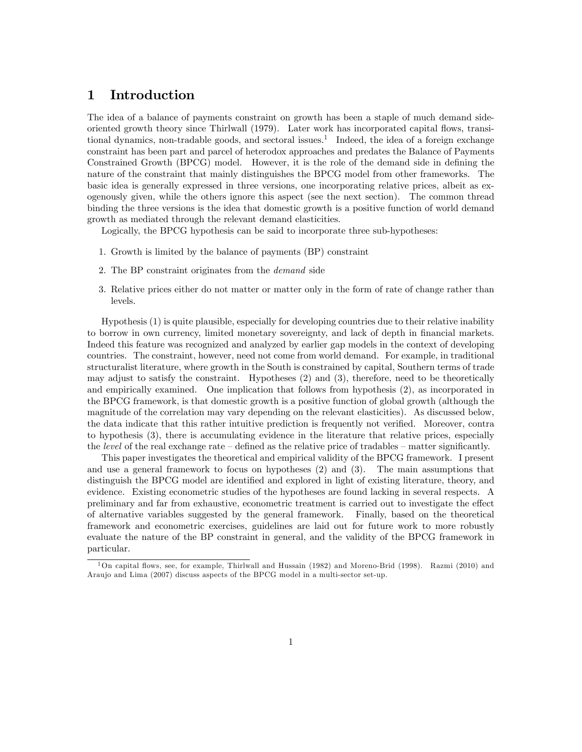# 1 Introduction

The idea of a balance of payments constraint on growth has been a staple of much demand side-oriented growth theory since Thirlwall (1979). Later work has incorporated capital flows, transitional dynamics, non-tradable goods, and sectoral issues.[1] Indeed, the idea of a foreign exchange constraint has been part and parcel of heterodox approaches and predates the Balance of Payments Constrained Growth (BPCG) model. However, it is the role of the demand side in defining the nature of the constraint that mainly distinguishes the BPCG model from other frameworks. The basic idea is generally expressed in three versions, one incorporating relative prices, albeit as exogenously given, while the others ignore this aspect (see the next section). The common thread binding the three versions is the idea that domestic growth is a positive function of world demand growth as mediated through the relevant demand elasticities.

Logically, the BPCG hypothesis can be said to incorporate three sub-hypotheses:

1. Growth is limited by the balance of payments (BP) constraint
2. The BP constraint originates from the *demand* side
3. Relative prices either do not matter or matter only in the form of rate of change rather than levels.

Hypothesis (1) is quite plausible, especially for developing countries due to their relative inability to borrow in own currency, limited monetary sovereignty, and lack of depth in financial markets. Indeed this feature was recognized and analyzed by earlier gap models in the context of developing countries. The constraint, however, need not come from world demand. For example, in traditional structuralist literature, where growth in the South is constrained by capital, Southern terms of trade may adjust to satisfy the constraint. Hypotheses (2) and (3), therefore, need to be theoretically and empirically examined. One implication that follows from hypothesis (2), as incorporated in the BPCG framework, is that domestic growth is a positive function of global growth (although the magnitude of the correlation may vary depending on the relevant elasticities). As discussed below, the data indicate that this rather intuitive prediction is frequently not verified. Moreover, contra to hypothesis (3), there is accumulating evidence in the literature that relative prices, especially the *level* of the real exchange rate – defined as the relative price of tradables – matter significantly.

This paper investigates the theoretical and empirical validity of the BPCG framework. I present and use a general framework to focus on hypotheses (2) and (3). The main assumptions that distinguish the BPCG model are identified and explored in light of existing literature, theory, and evidence. Existing econometric studies of the hypotheses are found lacking in several respects. A preliminary and far from exhaustive, econometric treatment is carried out to investigate the effect of alternative variables suggested by the general framework. Finally, based on the theoretical framework and econometric exercises, guidelines are laid out for future work to more robustly evaluate the nature of the BP constraint in general, and the validity of the BPCG framework in particular.

[1] On capital flows, see, for example, Thirlwall and Hussain (1982) and Moreno-Brid (1998). Razmi (2010) and Araujo and Lima (2007) discuss aspects of the BPCG model in a multi-sector set-up.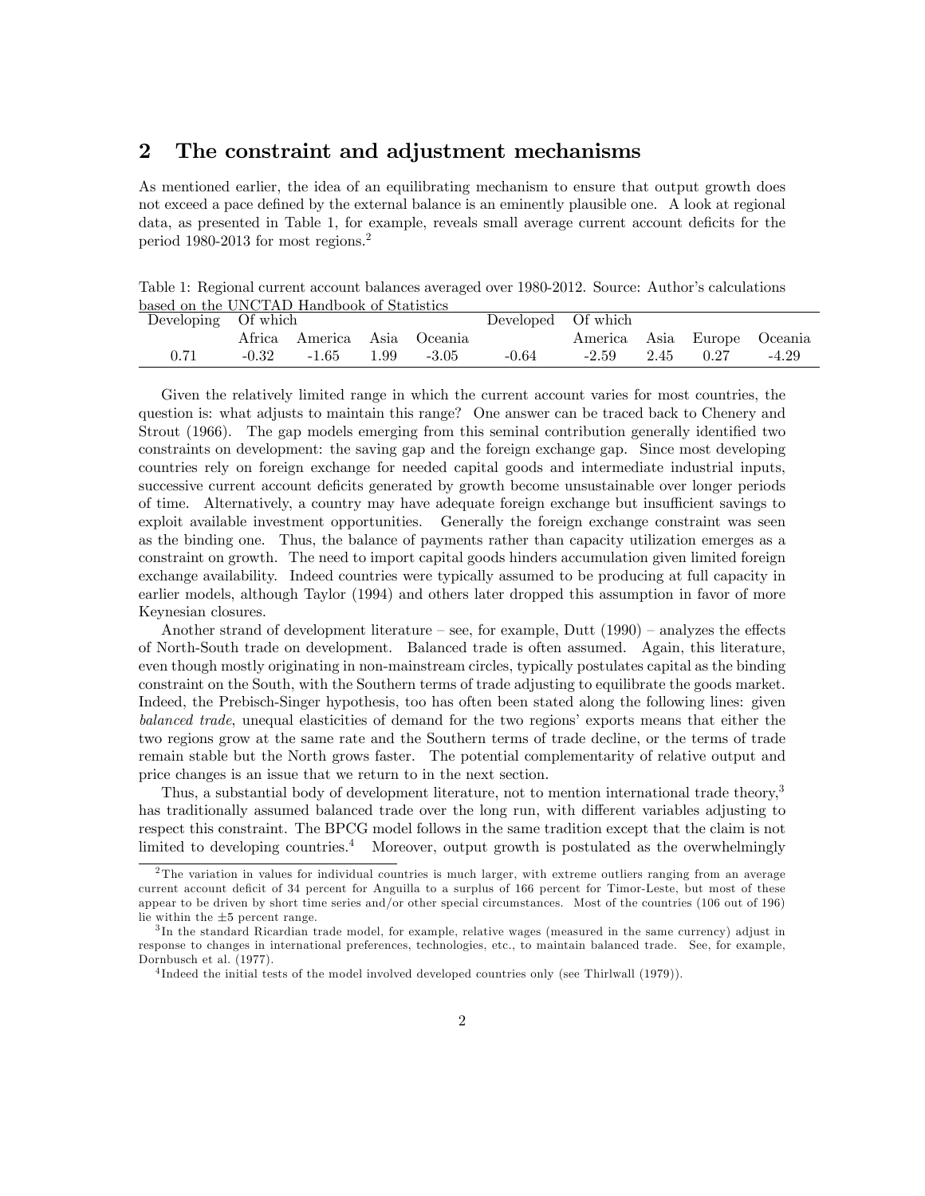## 2 The constraint and adjustment mechanisms

As mentioned earlier, the idea of an equilibrating mechanism to ensure that output growth does not exceed a pace defined by the external balance is an eminently plausible one. A look at regional data, as presented in Table 1, for example, reveals small average current account deficits for the period 1980-2013 for most regions.[2]

Table 1: Regional current account balances averaged over 1980-2012. Source: Author's calculations based on the UNCTAD Handbook of Statistics

| Developing | Of which | | | | Developed | Of which | | | |
|---|---|---|---|---|---|---|---|---|---|
| | Africa | America | Asia | Oceania | | America | Asia | Europe | Oceania |
| 0.71 | -0.32 | -1.65 | 1.99 | -3.05 | -0.64 | -2.59 | 2.45 | 0.27 | -4.29 |

Given the relatively limited range in which the current account varies for most countries, the question is: what adjusts to maintain this range? One answer can be traced back to Chenery and Strout (1966). The gap models emerging from this seminal contribution generally identified two constraints on development: the saving gap and the foreign exchange gap. Since most developing countries rely on foreign exchange for needed capital goods and intermediate industrial inputs, successive current account deficits generated by growth become unsustainable over longer periods of time. Alternatively, a country may have adequate foreign exchange but insufficient savings to exploit available investment opportunities. Generally the foreign exchange constraint was seen as the binding one. Thus, the balance of payments rather than capacity utilization emerges as a constraint on growth. The need to import capital goods hinders accumulation given limited foreign exchange availability. Indeed countries were typically assumed to be producing at full capacity in earlier models, although Taylor (1994) and others later dropped this assumption in favor of more Keynesian closures.

Another strand of development literature – see, for example, Dutt (1990) – analyzes the effects of North-South trade on development. Balanced trade is often assumed. Again, this literature, even though mostly originating in non-mainstream circles, typically postulates capital as the binding constraint on the South, with the Southern terms of trade adjusting to equilibrate the goods market. Indeed, the Prebisch-Singer hypothesis, too has often been stated along the following lines: given *balanced trade*, unequal elasticities of demand for the two regions' exports means that either the two regions grow at the same rate and the Southern terms of trade decline, or the terms of trade remain stable but the North grows faster. The potential complementarity of relative output and price changes is an issue that we return to in the next section.

Thus, a substantial body of development literature, not to mention international trade theory,[3] has traditionally assumed balanced trade over the long run, with different variables adjusting to respect this constraint. The BPCG model follows in the same tradition except that the claim is not limited to developing countries.[4] Moreover, output growth is postulated as the overwhelmingly

[2] The variation in values for individual countries is much larger, with extreme outliers ranging from an average current account deficit of 34 percent for Anguilla to a surplus of 166 percent for Timor-Leste, but most of these appear to be driven by short time series and/or other special circumstances. Most of the countries (106 out of 196) lie within the $\pm 5$ percent range.

[3] In the standard Ricardian trade model, for example, relative wages (measured in the same currency) adjust in response to changes in international preferences, technologies, etc., to maintain balanced trade. See, for example, Dornbusch et al. (1977).

[4] Indeed the initial tests of the model involved developed countries only (see Thirlwall (1979)).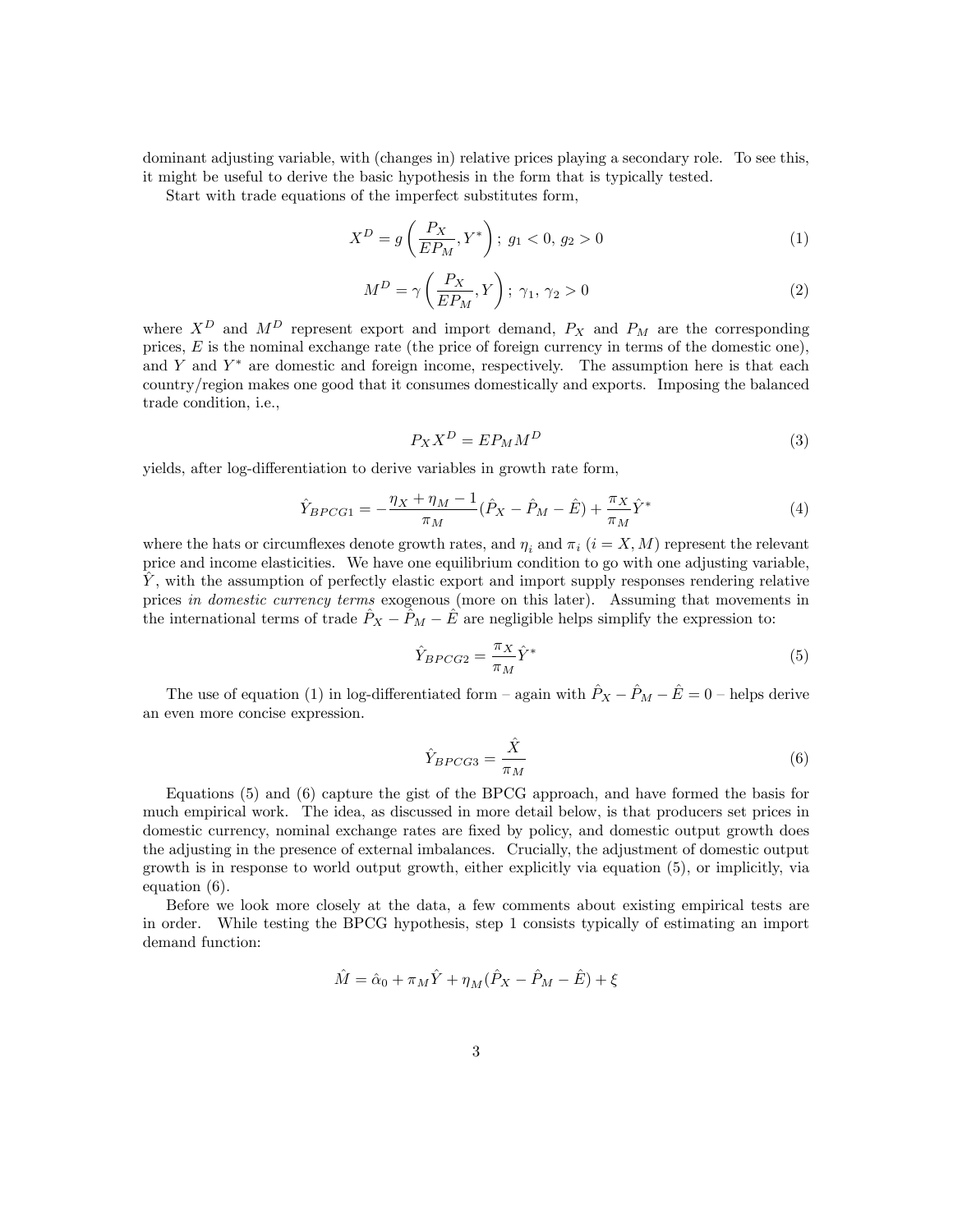dominant adjusting variable, with (changes in) relative prices playing a secondary role. To see this, it might be useful to derive the basic hypothesis in the form that is typically tested.

Start with trade equations of the imperfect substitutes form,

$$X^D = g\left(\frac{P_X}{EP_M}, Y^*\right);\ g_1 < 0,\ g_2 > 0 \tag{1}$$

$$M^D = \gamma\left(\frac{P_X}{EP_M}, Y\right);\ \gamma_1,\ \gamma_2 > 0 \tag{2}$$

where $X^D$ and $M^D$ represent export and import demand, $P_X$ and $P_M$ are the corresponding prices, $E$ is the nominal exchange rate (the price of foreign currency in terms of the domestic one), and $Y$ and $Y^*$ are domestic and foreign income, respectively. The assumption here is that each country/region makes one good that it consumes domestically and exports. Imposing the balanced trade condition, i.e.,

$$P_X X^D = EP_M M^D \tag{3}$$

yields, after log-differentiation to derive variables in growth rate form,

$$\hat{Y}_{BPCG1} = -\frac{\eta_X + \eta_M - 1}{\pi_M}(\hat{P}_X - \hat{P}_M - \hat{E}) + \frac{\pi_X}{\pi_M}\hat{Y}^* \tag{4}$$

where the hats or circumflexes denote growth rates, and $\eta_i$ and $\pi_i$ ($i = X, M$) represent the relevant price and income elasticities. We have one equilibrium condition to go with one adjusting variable, $\hat{Y}$, with the assumption of perfectly elastic export and import supply responses rendering relative prices *in domestic currency terms* exogenous (more on this later). Assuming that movements in the international terms of trade $\hat{P}_X - \hat{P}_M - \hat{E}$ are negligible helps simplify the expression to:

$$\hat{Y}_{BPCG2} = \frac{\pi_X}{\pi_M}\hat{Y}^* \tag{5}$$

The use of equation (1) in log-differentiated form – again with $\hat{P}_X - \hat{P}_M - \hat{E} = 0$ – helps derive an even more concise expression.

$$\hat{Y}_{BPCG3} = \frac{\hat{X}}{\pi_M} \tag{6}$$

Equations (5) and (6) capture the gist of the BPCG approach, and have formed the basis for much empirical work. The idea, as discussed in more detail below, is that producers set prices in domestic currency, nominal exchange rates are fixed by policy, and domestic output growth does the adjusting in the presence of external imbalances. Crucially, the adjustment of domestic output growth is in response to world output growth, either explicitly via equation (5), or implicitly, via equation (6).

Before we look more closely at the data, a few comments about existing empirical tests are in order. While testing the BPCG hypothesis, step 1 consists typically of estimating an import demand function:

$$\hat{M} = \hat{\alpha}_0 + \pi_M\hat{Y} + \eta_M(\hat{P}_X - \hat{P}_M - \hat{E}) + \xi$$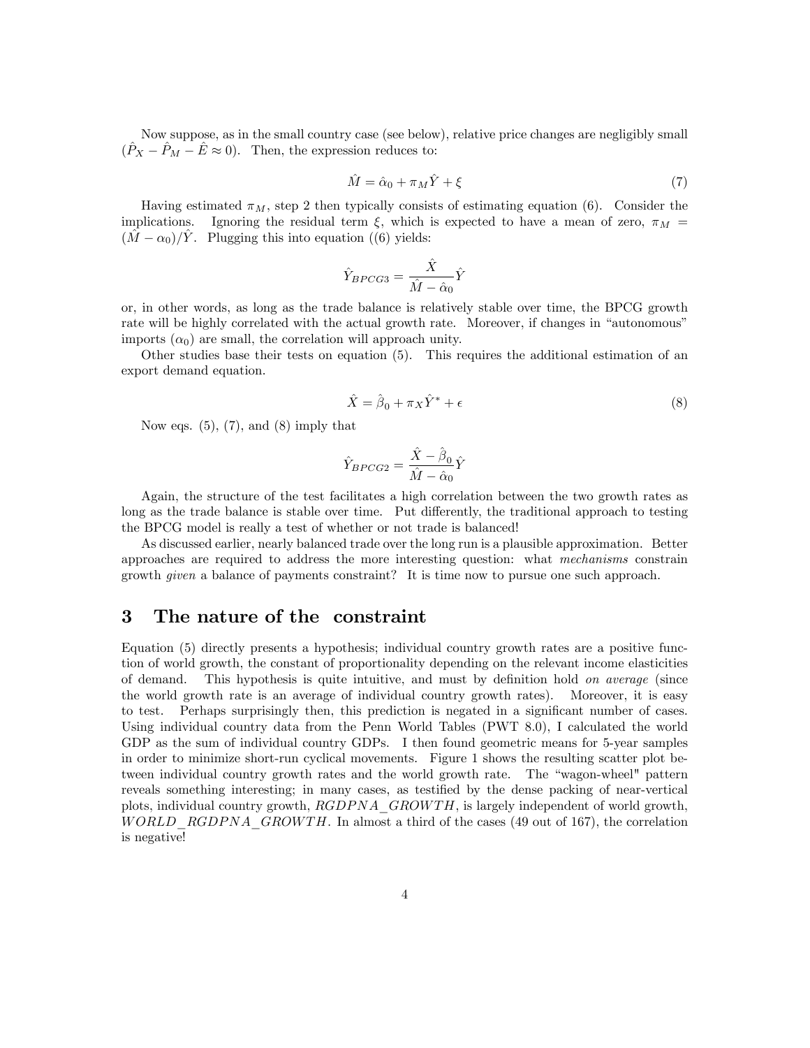Now suppose, as in the small country case (see below), relative price changes are negligibly small ($\hat{P}_X - \hat{P}_M - \hat{E} \approx 0$). Then, the expression reduces to:

$$\hat{M} = \hat{\alpha}_0 + \pi_M \hat{Y} + \xi \tag{7}$$

Having estimated $\pi_M$, step 2 then typically consists of estimating equation (6). Consider the implications. Ignoring the residual term $\xi$, which is expected to have a mean of zero, $\pi_M = (\hat{M} - \alpha_0)/\hat{Y}$. Plugging this into equation ((6) yields:

$$\hat{Y}_{BPCG3} = \frac{\hat{X}}{\hat{M} - \hat{\alpha}_0}\hat{Y}$$

or, in other words, as long as the trade balance is relatively stable over time, the BPCG growth rate will be highly correlated with the actual growth rate. Moreover, if changes in "autonomous" imports ($\alpha_0$) are small, the correlation will approach unity.

Other studies base their tests on equation (5). This requires the additional estimation of an export demand equation.

$$\hat{X} = \hat{\beta}_0 + \pi_X \hat{Y}^* + \epsilon \tag{8}$$

Now eqs. (5), (7), and (8) imply that

$$\hat{Y}_{BPCG2} = \frac{\hat{X} - \hat{\beta}_0}{\hat{M} - \hat{\alpha}_0}\hat{Y}$$

Again, the structure of the test facilitates a high correlation between the two growth rates as long as the trade balance is stable over time. Put differently, the traditional approach to testing the BPCG model is really a test of whether or not trade is balanced!

As discussed earlier, nearly balanced trade over the long run is a plausible approximation. Better approaches are required to address the more interesting question: what *mechanisms* constrain growth *given* a balance of payments constraint? It is time now to pursue one such approach.

## 3 The nature of the constraint

Equation (5) directly presents a hypothesis; individual country growth rates are a positive function of world growth, the constant of proportionality depending on the relevant income elasticities of demand. This hypothesis is quite intuitive, and must by definition hold *on average* (since the world growth rate is an average of individual country growth rates). Moreover, it is easy to test. Perhaps surprisingly then, this prediction is negated in a significant number of cases. Using individual country data from the Penn World Tables (PWT 8.0), I calculated the world GDP as the sum of individual country GDPs. I then found geometric means for 5-year samples in order to minimize short-run cyclical movements. Figure 1 shows the resulting scatter plot between individual country growth rates and the world growth rate. The "wagon-wheel" pattern reveals something interesting; in many cases, as testified by the dense packing of near-vertical plots, individual country growth, $RGDPNA\_GROWTH$, is largely independent of world growth, $WORLD\_RGDPNA\_GROWTH$. In almost a third of the cases (49 out of 167), the correlation is negative!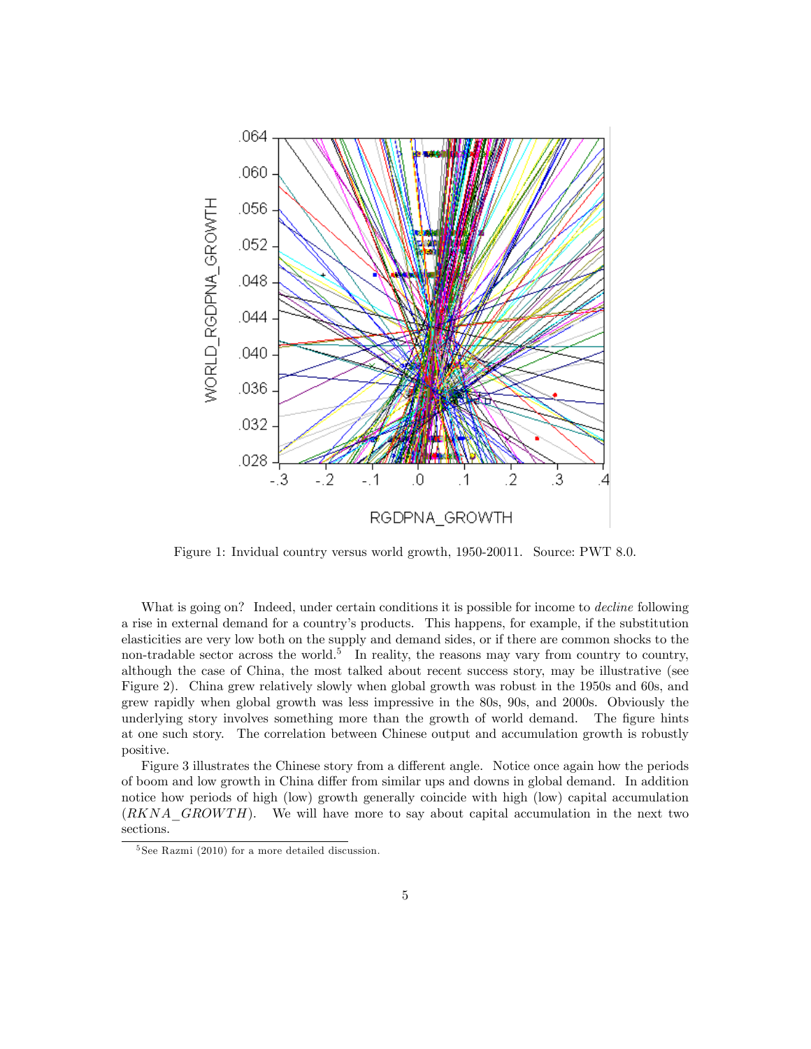.064
.060
.056
.052
.048
.044
.040
.036
.032
.028

WORLD_RGDPNA_GROWTH

-.3 -.2 -.1 .0 .1 .2 .3 .4

RGDPNA_GROWTH

Figure 1: Invidual country versus world growth, 1950-20011. Source: PWT 8.0.

What is going on? Indeed, under certain conditions it is possible for income to *decline* following a rise in external demand for a country's products. This happens, for example, if the substitution elasticities are very low both on the supply and demand sides, or if there are common shocks to the non-tradable sector across the world.[5] In reality, the reasons may vary from country to country, although the case of China, the most talked about recent success story, may be illustrative (see Figure 2). China grew relatively slowly when global growth was robust in the 1950s and 60s, and grew rapidly when global growth was less impressive in the 80s, 90s, and 2000s. Obviously the underlying story involves something more than the growth of world demand. The figure hints at one such story. The correlation between Chinese output and accumulation growth is robustly positive.

Figure 3 illustrates the Chinese story from a different angle. Notice once again how the periods of boom and low growth in China differ from similar ups and downs in global demand. In addition notice how periods of high (low) growth generally coincide with high (low) capital accumulation ($RKNA\_GROWTH$). We will have more to say about capital accumulation in the next two sections.

[5] See Razmi (2010) for a more detailed discussion.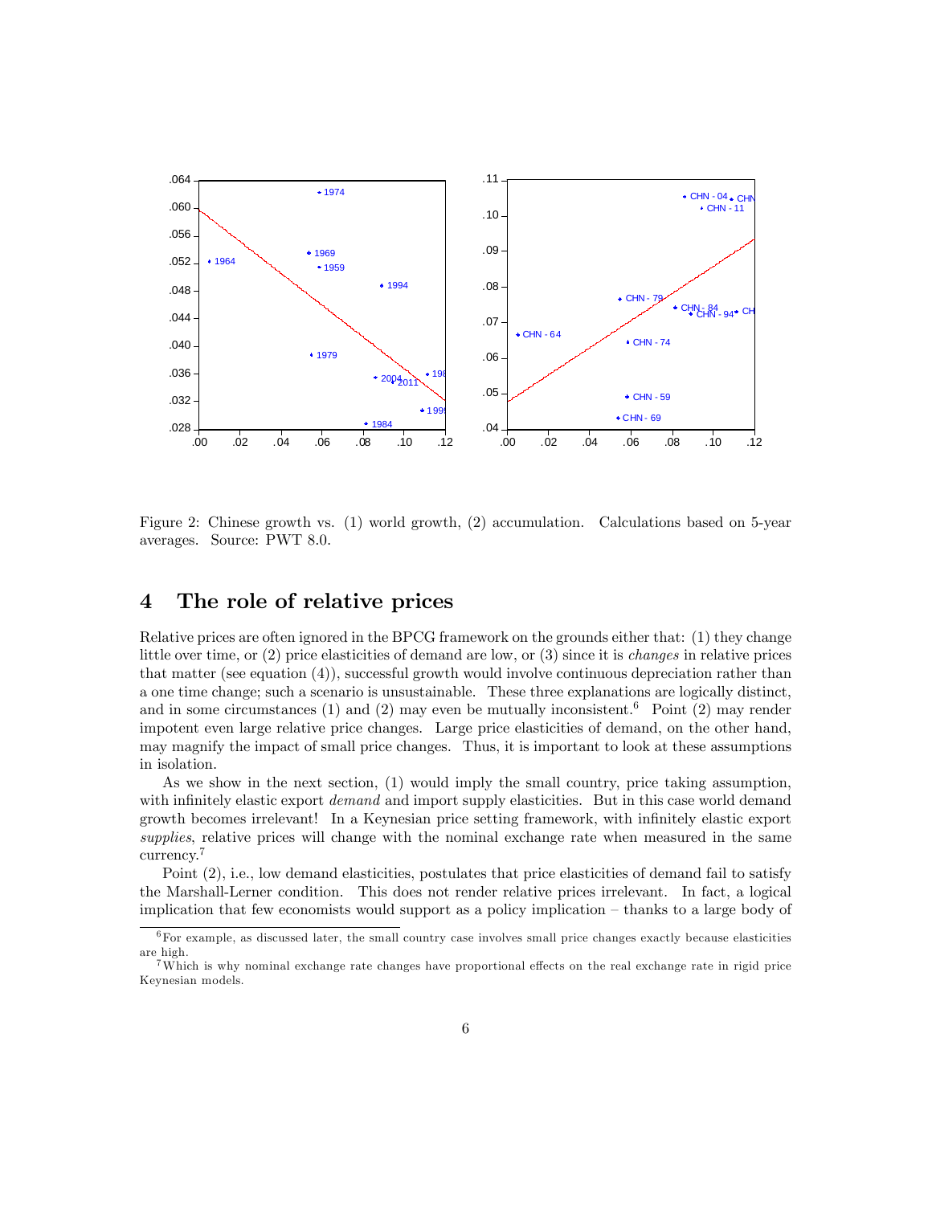.064
.060
.056
.052
.048
.044
.040
.036
.032
.028

.00 .02 .04 .06 .08 .10 .12

1974
1969
1964
1959
1994
1979
198
2004
2011
1999
1984

.11
.10
.09
.08
.07
.06
.05
.04

.00 .02 .04 .06 .08 .10 .12

CHN - 04
CHN
CHN - 11
CHN - 79
CHN - 84
CHN - 94
CH
CHN - 64
CHN - 74
CHN - 59
CHN - 69

Figure 2: Chinese growth vs. (1) world growth, (2) accumulation. Calculations based on 5-year averages. Source: PWT 8.0.

## 4 The role of relative prices

Relative prices are often ignored in the BPCG framework on the grounds either that: (1) they change little over time, or (2) price elasticities of demand are low, or (3) since it is *changes* in relative prices that matter (see equation (4)), successful growth would involve continuous depreciation rather than a one time change; such a scenario is unsustainable. These three explanations are logically distinct, and in some circumstances (1) and (2) may even be mutually inconsistent.[6] Point (2) may render impotent even large relative price changes. Large price elasticities of demand, on the other hand, may magnify the impact of small price changes. Thus, it is important to look at these assumptions in isolation.

As we show in the next section, (1) would imply the small country, price taking assumption, with infinitely elastic export *demand* and import supply elasticities. But in this case world demand growth becomes irrelevant! In a Keynesian price setting framework, with infinitely elastic export *supplies*, relative prices will change with the nominal exchange rate when measured in the same currency.[7]

Point (2), i.e., low demand elasticities, postulates that price elasticities of demand fail to satisfy the Marshall-Lerner condition. This does not render relative prices irrelevant. In fact, a logical implication that few economists would support as a policy implication – thanks to a large body of

[6] For example, as discussed later, the small country case involves small price changes exactly because elasticities are high.

[7] Which is why nominal exchange rate changes have proportional effects on the real exchange rate in rigid price Keynesian models.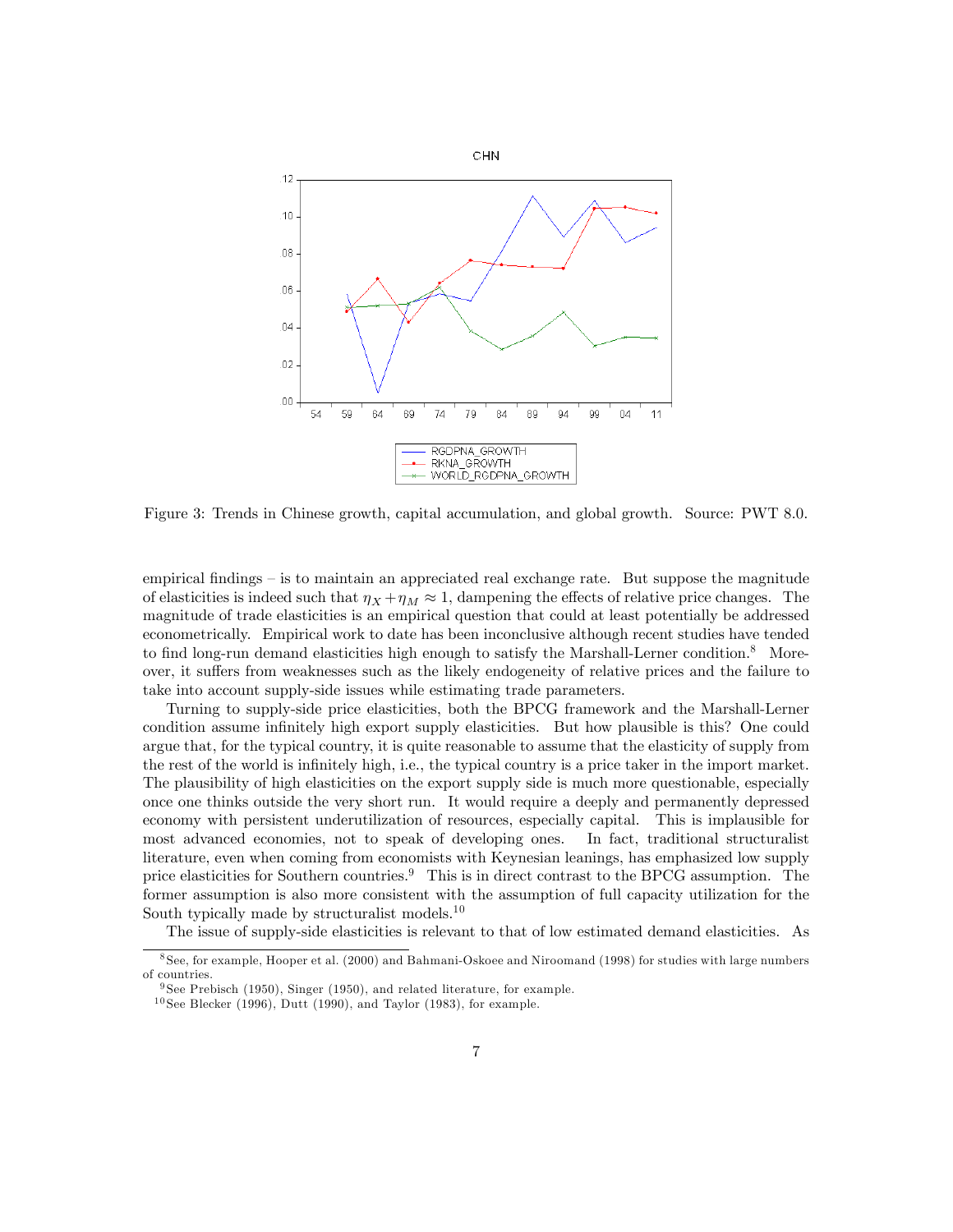CHN

12

.10

.08

.06

.04

.02

.00

54 59 64 69 74 79 84 89 94 99 04 11

RGDPNA_GROWTH
RKNA_GROWTH
WORLD_RGDPNA_GROWTH

Figure 3: Trends in Chinese growth, capital accumulation, and global growth. Source: PWT 8.0.

empirical findings – is to maintain an appreciated real exchange rate. But suppose the magnitude of elasticities is indeed such that $\eta_X + \eta_M \approx 1$, dampening the effects of relative price changes. The magnitude of trade elasticities is an empirical question that could at least potentially be addressed econometrically. Empirical work to date has been inconclusive although recent studies have tended to find long-run demand elasticities high enough to satisfy the Marshall-Lerner condition.[8] Moreover, it suffers from weaknesses such as the likely endogeneity of relative prices and the failure to take into account supply-side issues while estimating trade parameters.

Turning to supply-side price elasticities, both the BPCG framework and the Marshall-Lerner condition assume infinitely high export supply elasticities. But how plausible is this? One could argue that, for the typical country, it is quite reasonable to assume that the elasticity of supply from the rest of the world is infinitely high, i.e., the typical country is a price taker in the import market. The plausibility of high elasticities on the export supply side is much more questionable, especially once one thinks outside the very short run. It would require a deeply and permanently depressed economy with persistent underutilization of resources, especially capital. This is implausible for most advanced economies, not to speak of developing ones. In fact, traditional structuralist literature, even when coming from economists with Keynesian leanings, has emphasized low supply price elasticities for Southern countries.[9] This is in direct contrast to the BPCG assumption. The former assumption is also more consistent with the assumption of full capacity utilization for the South typically made by structuralist models.[10]

The issue of supply-side elasticities is relevant to that of low estimated demand elasticities. As

[8] See, for example, Hooper et al. (2000) and Bahmani-Oskoee and Niroomand (1998) for studies with large numbers of countries.

[9] See Prebisch (1950), Singer (1950), and related literature, for example.

[10] See Blecker (1996), Dutt (1990), and Taylor (1983), for example.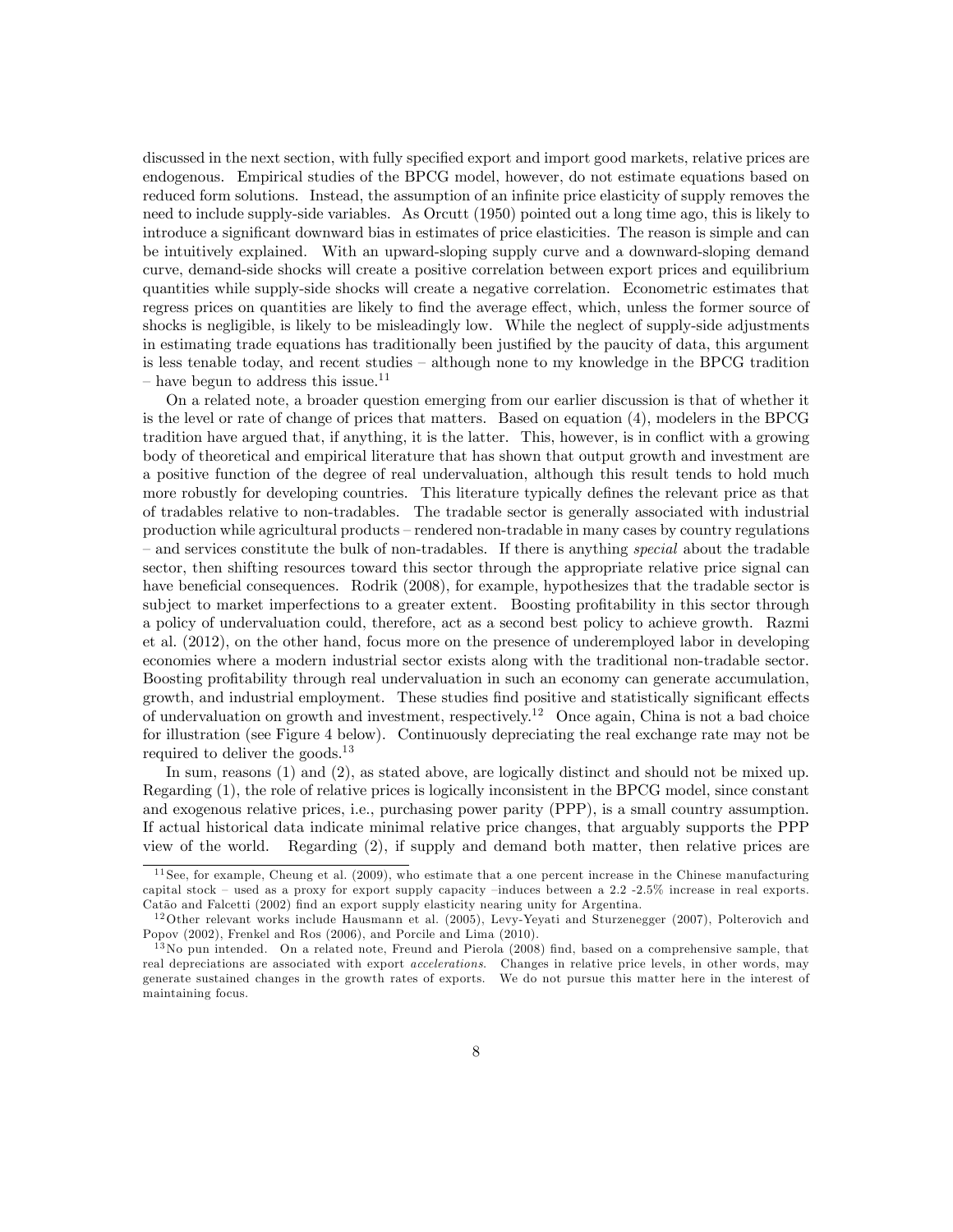discussed in the next section, with fully specified export and import good markets, relative prices are endogenous. Empirical studies of the BPCG model, however, do not estimate equations based on reduced form solutions. Instead, the assumption of an infinite price elasticity of supply removes the need to include supply-side variables. As Orcutt (1950) pointed out a long time ago, this is likely to introduce a significant downward bias in estimates of price elasticities. The reason is simple and can be intuitively explained. With an upward-sloping supply curve and a downward-sloping demand curve, demand-side shocks will create a positive correlation between export prices and equilibrium quantities while supply-side shocks will create a negative correlation. Econometric estimates that regress prices on quantities are likely to find the average effect, which, unless the former source of shocks is negligible, is likely to be misleadingly low. While the neglect of supply-side adjustments in estimating trade equations has traditionally been justified by the paucity of data, this argument is less tenable today, and recent studies – although none to my knowledge in the BPCG tradition – have begun to address this issue.[11]

On a related note, a broader question emerging from our earlier discussion is that of whether it is the level or rate of change of prices that matters. Based on equation (4), modelers in the BPCG tradition have argued that, if anything, it is the latter. This, however, is in conflict with a growing body of theoretical and empirical literature that has shown that output growth and investment are a positive function of the degree of real undervaluation, although this result tends to hold much more robustly for developing countries. This literature typically defines the relevant price as that of tradables relative to non-tradables. The tradable sector is generally associated with industrial production while agricultural products – rendered non-tradable in many cases by country regulations – and services constitute the bulk of non-tradables. If there is anything *special* about the tradable sector, then shifting resources toward this sector through the appropriate relative price signal can have beneficial consequences. Rodrik (2008), for example, hypothesizes that the tradable sector is subject to market imperfections to a greater extent. Boosting profitability in this sector through a policy of undervaluation could, therefore, act as a second best policy to achieve growth. Razmi et al. (2012), on the other hand, focus more on the presence of underemployed labor in developing economies where a modern industrial sector exists along with the traditional non-tradable sector. Boosting profitability through real undervaluation in such an economy can generate accumulation, growth, and industrial employment. These studies find positive and statistically significant effects of undervaluation on growth and investment, respectively.[12] Once again, China is not a bad choice for illustration (see Figure 4 below). Continuously depreciating the real exchange rate may not be required to deliver the goods.[13]

In sum, reasons (1) and (2), as stated above, are logically distinct and should not be mixed up. Regarding (1), the role of relative prices is logically inconsistent in the BPCG model, since constant and exogenous relative prices, i.e., purchasing power parity (PPP), is a small country assumption. If actual historical data indicate minimal relative price changes, that arguably supports the PPP view of the world. Regarding (2), if supply and demand both matter, then relative prices are

[11] See, for example, Cheung et al. (2009), who estimate that a one percent increase in the Chinese manufacturing capital stock – used as a proxy for export supply capacity –induces between a 2.2 -2.5% increase in real exports. Catão and Falcetti (2002) find an export supply elasticity nearing unity for Argentina.

[12] Other relevant works include Hausmann et al. (2005), Levy-Yeyati and Sturzenegger (2007), Polterovich and Popov (2002), Frenkel and Ros (2006), and Porcile and Lima (2010).

[13] No pun intended. On a related note, Freund and Pierola (2008) find, based on a comprehensive sample, that real depreciations are associated with export *accelerations*. Changes in relative price levels, in other words, may generate sustained changes in the growth rates of exports. We do not pursue this matter here in the interest of maintaining focus.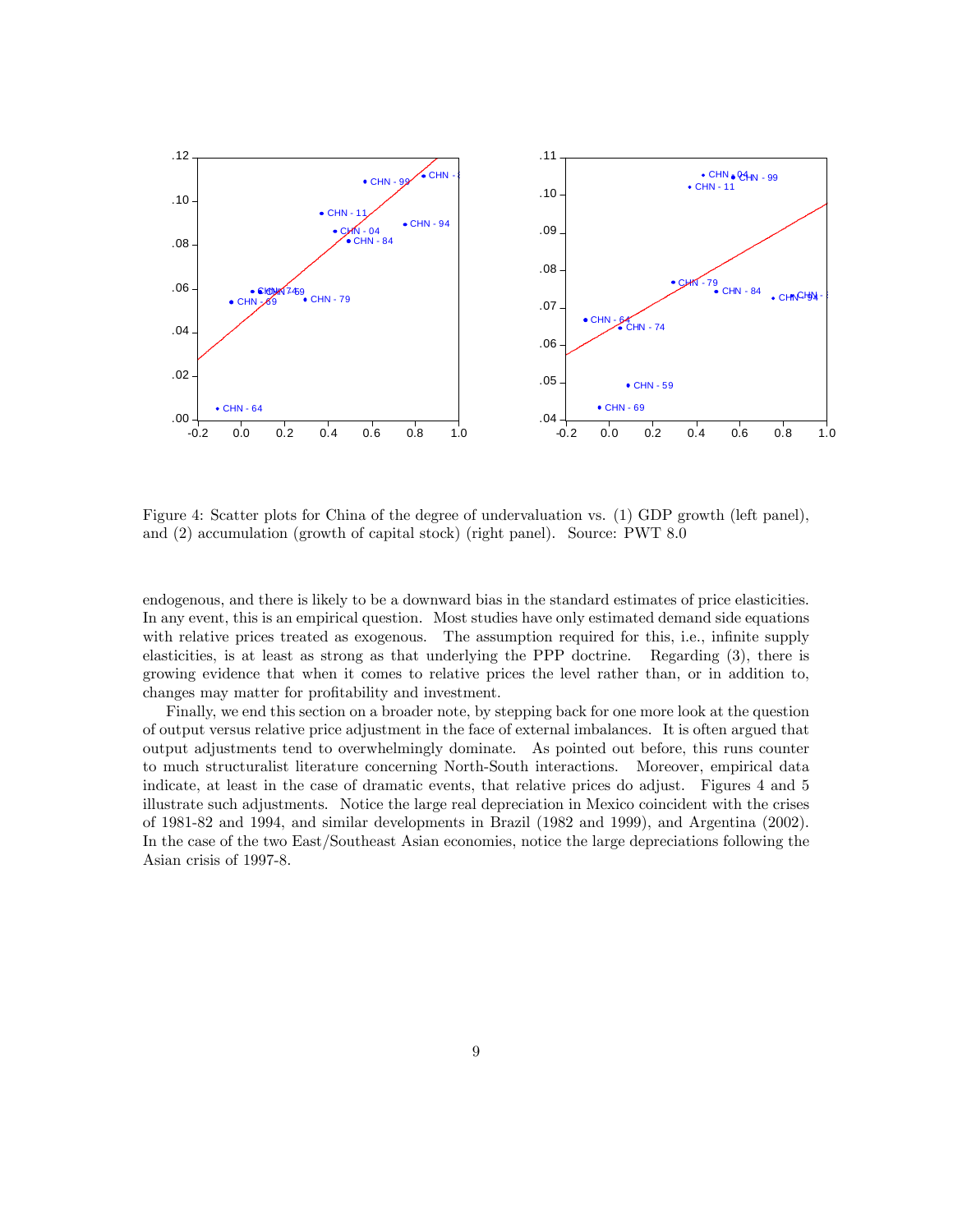.12
.10
.08
.06
.04
.02
.00
-0.2 0.0 0.2 0.4 0.6 0.8 1.0

CHN - 99, CHN - 8, CHN - 11, CHN - 94, CHN - 04, CHN - 84, CHN - 74, CHN - 59, CHN - 69, CHN - 79, CHN - 64

.11
.10
.09
.08
.07
.06
.05
.04
-0.2 0.0 0.2 0.4 0.6 0.8 1.0

CHN - 04, CHN - 99, CHN - 11, CHN - 79, CHN - 84, CHN - 94, CHN - 64, CHN - 74, CHN - 59, CHN - 69

Figure 4: Scatter plots for China of the degree of undervaluation vs. (1) GDP growth (left panel), and (2) accumulation (growth of capital stock) (right panel). Source: PWT 8.0

endogenous, and there is likely to be a downward bias in the standard estimates of price elasticities. In any event, this is an empirical question. Most studies have only estimated demand side equations with relative prices treated as exogenous. The assumption required for this, i.e., infinite supply elasticities, is at least as strong as that underlying the PPP doctrine. Regarding (3), there is growing evidence that when it comes to relative prices the level rather than, or in addition to, changes may matter for profitability and investment.

Finally, we end this section on a broader note, by stepping back for one more look at the question of output versus relative price adjustment in the face of external imbalances. It is often argued that output adjustments tend to overwhelmingly dominate. As pointed out before, this runs counter to much structuralist literature concerning North-South interactions. Moreover, empirical data indicate, at least in the case of dramatic events, that relative prices do adjust. Figures 4 and 5 illustrate such adjustments. Notice the large real depreciation in Mexico coincident with the crises of 1981-82 and 1994, and similar developments in Brazil (1982 and 1999), and Argentina (2002). In the case of the two East/Southeast Asian economies, notice the large depreciations following the Asian crisis of 1997-8.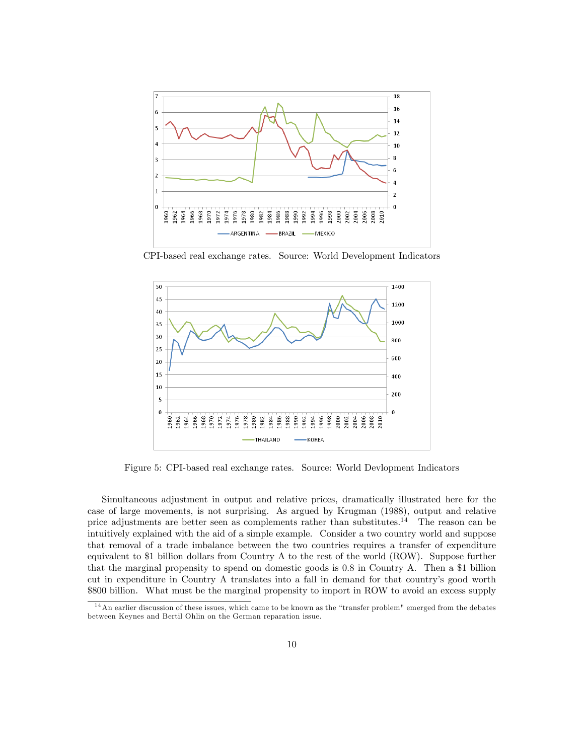CPI-based real exchange rates. Source: World Development Indicators

Figure 5: CPI-based real exchange rates. Source: World Devlopment Indicators

Simultaneous adjustment in output and relative prices, dramatically illustrated here for the case of large movements, is not surprising. As argued by Krugman (1988), output and relative price adjustments are better seen as complements rather than substitutes.[14] The reason can be intuitively explained with the aid of a simple example. Consider a two country world and suppose that removal of a trade imbalance between the two countries requires a transfer of expenditure equivalent to $1 billion dollars from Country A to the rest of the world (ROW). Suppose further that the marginal propensity to spend on domestic goods is 0.8 in Country A. Then a $1 billion cut in expenditure in Country A translates into a fall in demand for that country's good worth $800 billion. What must be the marginal propensity to import in ROW to avoid an excess supply

[14] An earlier discussion of these issues, which came to be known as the "transfer problem" emerged from the debates between Keynes and Bertil Ohlin on the German reparation issue.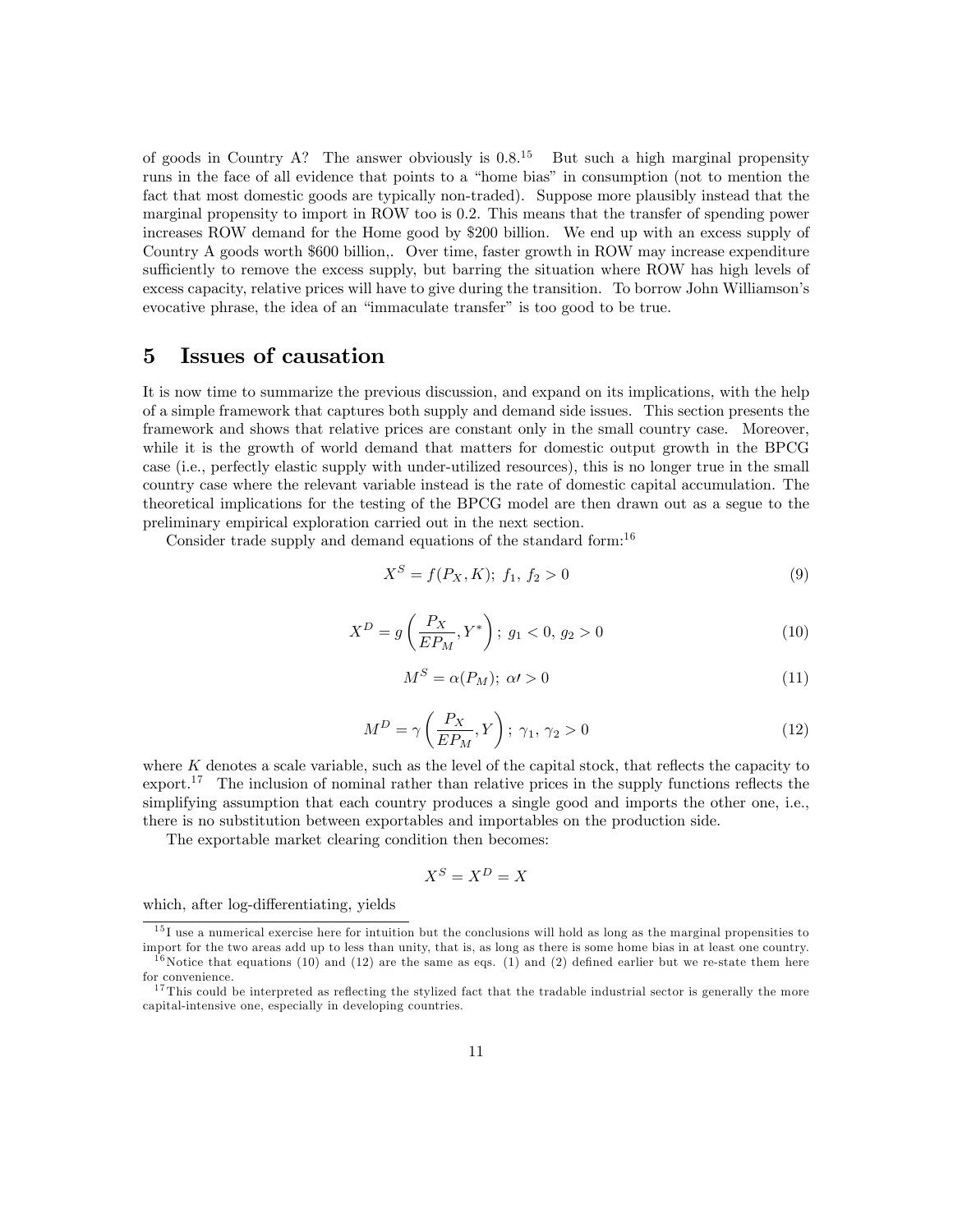of goods in Country A? The answer obviously is 0.8.[15] But such a high marginal propensity runs in the face of all evidence that points to a "home bias" in consumption (not to mention the fact that most domestic goods are typically non-traded). Suppose more plausibly instead that the marginal propensity to import in ROW too is 0.2. This means that the transfer of spending power increases ROW demand for the Home good by \$200 billion. We end up with an excess supply of Country A goods worth \$600 billion,. Over time, faster growth in ROW may increase expenditure sufficiently to remove the excess supply, but barring the situation where ROW has high levels of excess capacity, relative prices will have to give during the transition. To borrow John Williamson's evocative phrase, the idea of an "immaculate transfer" is too good to be true.

## 5 Issues of causation

It is now time to summarize the previous discussion, and expand on its implications, with the help of a simple framework that captures both supply and demand side issues. This section presents the framework and shows that relative prices are constant only in the small country case. Moreover, while it is the growth of world demand that matters for domestic output growth in the BPCG case (i.e., perfectly elastic supply with under-utilized resources), this is no longer true in the small country case where the relevant variable instead is the rate of domestic capital accumulation. The theoretical implications for the testing of the BPCG model are then drawn out as a segue to the preliminary empirical exploration carried out in the next section.

Consider trade supply and demand equations of the standard form:[16]

$$X^S = f(P_X, K);\ f_1,\ f_2 > 0 \tag{9}$$

$$X^D = g\left(\frac{P_X}{EP_M}, Y^*\right);\ g_1 < 0,\ g_2 > 0 \tag{10}$$

$$M^S = \alpha(P_M);\ \alpha\prime > 0 \tag{11}$$

$$M^D = \gamma\left(\frac{P_X}{EP_M}, Y\right);\ \gamma_1,\ \gamma_2 > 0 \tag{12}$$

where $K$ denotes a scale variable, such as the level of the capital stock, that reflects the capacity to export.[17] The inclusion of nominal rather than relative prices in the supply functions reflects the simplifying assumption that each country produces a single good and imports the other one, i.e., there is no substitution between exportables and importables on the production side.

The exportable market clearing condition then becomes:

$$X^S = X^D = X$$

which, after log-differentiating, yields

[15] I use a numerical exercise here for intuition but the conclusions will hold as long as the marginal propensities to import for the two areas add up to less than unity, that is, as long as there is some home bias in at least one country.

[16] Notice that equations (10) and (12) are the same as eqs. (1) and (2) defined earlier but we re-state them here for convenience.

[17] This could be interpreted as reflecting the stylized fact that the tradable industrial sector is generally the more capital-intensive one, especially in developing countries.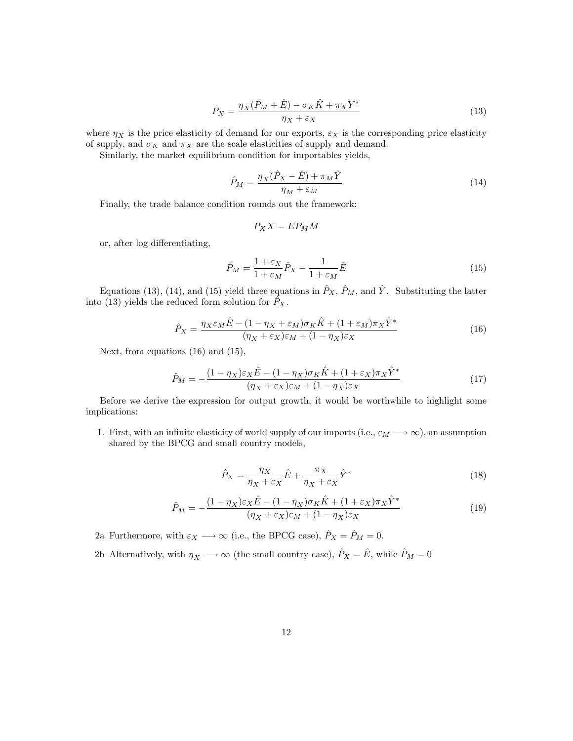$$\hat{P}_X = \frac{\eta_X(\hat{P}_M + \hat{E}) - \sigma_K \hat{K} + \pi_X \hat{Y}^*}{\eta_X + \varepsilon_X} \tag{13}$$

where $\eta_X$ is the price elasticity of demand for our exports, $\varepsilon_X$ is the corresponding price elasticity of supply, and $\sigma_K$ and $\pi_X$ are the scale elasticities of supply and demand.

Similarly, the market equilibrium condition for importables yields,

$$\hat{P}_M = \frac{\eta_X(\hat{P}_X - \hat{E}) + \pi_M \hat{Y}}{\eta_M + \varepsilon_M} \tag{14}$$

Finally, the trade balance condition rounds out the framework:

$$P_X X = E P_M M$$

or, after log differentiating,

$$\hat{P}_M = \frac{1 + \varepsilon_X}{1 + \varepsilon_M}\hat{P}_X - \frac{1}{1 + \varepsilon_M}\hat{E} \tag{15}$$

Equations (13), (14), and (15) yield three equations in $\hat{P}_X$, $\hat{P}_M$, and $\hat{Y}$. Substituting the latter into (13) yields the reduced form solution for $\hat{P}_X$.

$$\hat{P}_X = \frac{\eta_X \varepsilon_M \hat{E} - (1 - \eta_X + \varepsilon_M)\sigma_K \hat{K} + (1 + \varepsilon_M)\pi_X \hat{Y}^*}{(\eta_X + \varepsilon_X)\varepsilon_M + (1 - \eta_X)\varepsilon_X} \tag{16}$$

Next, from equations (16) and (15),

$$\hat{P}_M = -\frac{(1 - \eta_X)\varepsilon_X \hat{E} - (1 - \eta_X)\sigma_K \hat{K} + (1 + \varepsilon_X)\pi_X \hat{Y}^*}{(\eta_X + \varepsilon_X)\varepsilon_M + (1 - \eta_X)\varepsilon_X} \tag{17}$$

Before we derive the expression for output growth, it would be worthwhile to highlight some implications:

1. First, with an infinite elasticity of world supply of our imports (i.e., $\varepsilon_M \longrightarrow \infty$), an assumption shared by the BPCG and small country models,

$$\hat{P}_X = \frac{\eta_X}{\eta_X + \varepsilon_X}\hat{E} + \frac{\pi_X}{\eta_X + \varepsilon_X}\hat{Y}^* \tag{18}$$

$$\hat{P}_M = -\frac{(1 - \eta_X)\varepsilon_X \hat{E} - (1 - \eta_X)\sigma_K \hat{K} + (1 + \varepsilon_X)\pi_X \hat{Y}^*}{(\eta_X + \varepsilon_X)\varepsilon_M + (1 - \eta_X)\varepsilon_X} \tag{19}$$

2a Furthermore, with $\varepsilon_X \longrightarrow \infty$ (i.e., the BPCG case), $\hat{P}_X = \hat{P}_M = 0$.

2b Alternatively, with $\eta_X \longrightarrow \infty$ (the small country case), $\hat{P}_X = \hat{E}$, while $\hat{P}_M = 0$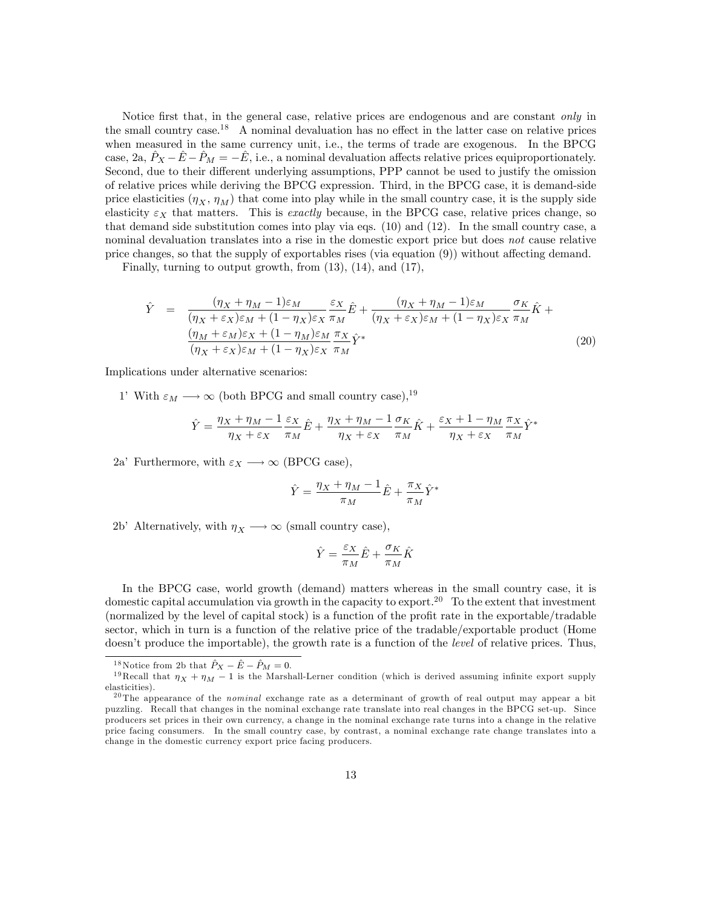Notice first that, in the general case, relative prices are endogenous and are constant *only* in the small country case.[18] A nominal devaluation has no effect in the latter case on relative prices when measured in the same currency unit, i.e., the terms of trade are exogenous. In the BPCG case, 2a, $\hat{P}_X - \hat{E} - \hat{P}_M = -\hat{E}$, i.e., a nominal devaluation affects relative prices equiproportionately. Second, due to their different underlying assumptions, PPP cannot be used to justify the omission of relative prices while deriving the BPCG expression. Third, in the BPCG case, it is demand-side price elasticities ($\eta_X$, $\eta_M$) that come into play while in the small country case, it is the supply side elasticity $\varepsilon_X$ that matters. This is *exactly* because, in the BPCG case, relative prices change, so that demand side substitution comes into play via eqs. (10) and (12). In the small country case, a nominal devaluation translates into a rise in the domestic export price but does *not* cause relative price changes, so that the supply of exportables rises (via equation (9)) without affecting demand.

Finally, turning to output growth, from (13), (14), and (17),

$$\hat{Y} = \frac{(\eta_X + \eta_M - 1)\varepsilon_M}{(\eta_X + \varepsilon_X)\varepsilon_M + (1 - \eta_X)\varepsilon_X} \frac{\varepsilon_X}{\pi_M} \hat{E} + \frac{(\eta_X + \eta_M - 1)\varepsilon_M}{(\eta_X + \varepsilon_X)\varepsilon_M + (1 - \eta_X)\varepsilon_X} \frac{\sigma_K}{\pi_M} \hat{K} + \frac{(\eta_M + \varepsilon_M)\varepsilon_X + (1 - \eta_M)\varepsilon_M}{(\eta_X + \varepsilon_X)\varepsilon_M + (1 - \eta_X)\varepsilon_X} \frac{\pi_X}{\pi_M} \hat{Y}^* \tag{20}$$

Implications under alternative scenarios:

1' With $\varepsilon_M \longrightarrow \infty$ (both BPCG and small country case),[19]

$$\hat{Y} = \frac{\eta_X + \eta_M - 1}{\eta_X + \varepsilon_X} \frac{\varepsilon_X}{\pi_M} \hat{E} + \frac{\eta_X + \eta_M - 1}{\eta_X + \varepsilon_X} \frac{\sigma_K}{\pi_M} \hat{K} + \frac{\varepsilon_X + 1 - \eta_M}{\eta_X + \varepsilon_X} \frac{\pi_X}{\pi_M} \hat{Y}^*$$

2a' Furthermore, with $\varepsilon_X \longrightarrow \infty$ (BPCG case),

$$\hat{Y} = \frac{\eta_X + \eta_M - 1}{\pi_M} \hat{E} + \frac{\pi_X}{\pi_M} \hat{Y}^*$$

2b' Alternatively, with $\eta_X \longrightarrow \infty$ (small country case),

$$\hat{Y} = \frac{\varepsilon_X}{\pi_M} \hat{E} + \frac{\sigma_K}{\pi_M} \hat{K}$$

In the BPCG case, world growth (demand) matters whereas in the small country case, it is domestic capital accumulation via growth in the capacity to export.[20] To the extent that investment (normalized by the level of capital stock) is a function of the profit rate in the exportable/tradable sector, which in turn is a function of the relative price of the tradable/exportable product (Home doesn't produce the importable), the growth rate is a function of the *level* of relative prices. Thus,

[18] Notice from 2b that $\hat{P}_X - \hat{E} - \hat{P}_M = 0$.

[19] Recall that $\eta_X + \eta_M - 1$ is the Marshall-Lerner condition (which is derived assuming infinite export supply elasticities).

[20] The appearance of the *nominal* exchange rate as a determinant of growth of real output may appear a bit puzzling. Recall that changes in the nominal exchange rate translate into real changes in the BPCG set-up. Since producers set prices in their own currency, a change in the nominal exchange rate turns into a change in the relative price facing consumers. In the small country case, by contrast, a nominal exchange rate change translates into a change in the domestic currency export price facing producers.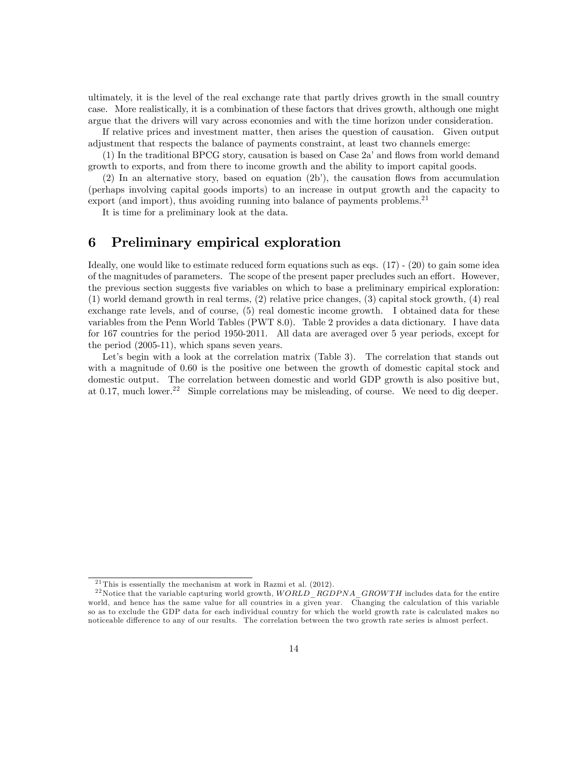ultimately, it is the level of the real exchange rate that partly drives growth in the small country case. More realistically, it is a combination of these factors that drives growth, although one might argue that the drivers will vary across economies and with the time horizon under consideration.

If relative prices and investment matter, then arises the question of causation. Given output adjustment that respects the balance of payments constraint, at least two channels emerge:

(1) In the traditional BPCG story, causation is based on Case 2a' and flows from world demand growth to exports, and from there to income growth and the ability to import capital goods.

(2) In an alternative story, based on equation (2b'), the causation flows from accumulation (perhaps involving capital goods imports) to an increase in output growth and the capacity to export (and import), thus avoiding running into balance of payments problems.[21]

It is time for a preliminary look at the data.

## 6 Preliminary empirical exploration

Ideally, one would like to estimate reduced form equations such as eqs. (17) - (20) to gain some idea of the magnitudes of parameters. The scope of the present paper precludes such an effort. However, the previous section suggests five variables on which to base a preliminary empirical exploration: (1) world demand growth in real terms, (2) relative price changes, (3) capital stock growth, (4) real exchange rate levels, and of course, (5) real domestic income growth. I obtained data for these variables from the Penn World Tables (PWT 8.0). Table 2 provides a data dictionary. I have data for 167 countries for the period 1950-2011. All data are averaged over 5 year periods, except for the period (2005-11), which spans seven years.

Let's begin with a look at the correlation matrix (Table 3). The correlation that stands out with a magnitude of 0.60 is the positive one between the growth of domestic capital stock and domestic output. The correlation between domestic and world GDP growth is also positive but, at 0.17, much lower.[22] Simple correlations may be misleading, of course. We need to dig deeper.

---

[21] This is essentially the mechanism at work in Razmi et al. (2012).

[22] Notice that the variable capturing world growth, $WORLD\_RGDPNA\_GROWTH$ includes data for the entire world, and hence has the same value for all countries in a given year. Changing the calculation of this variable so as to exclude the GDP data for each individual country for which the world growth rate is calculated makes no noticeable difference to any of our results. The correlation between the two growth rate series is almost perfect.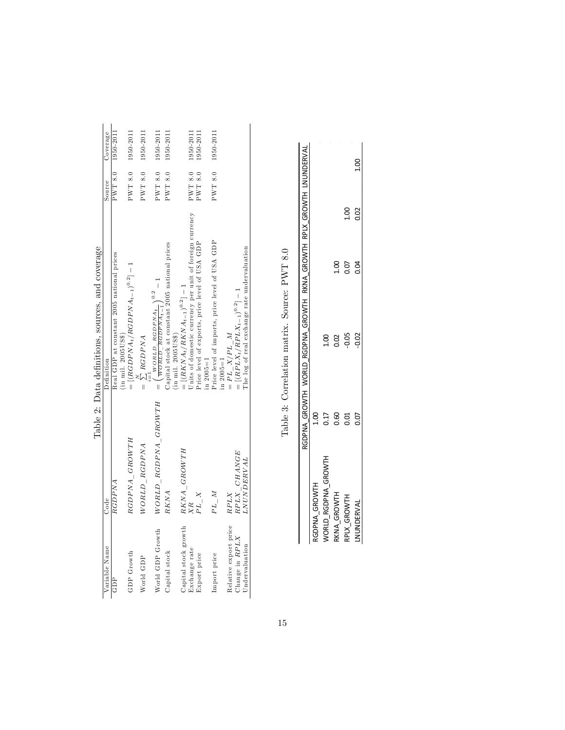Table 2: Data definitions, sources, and coverage

| Variable Name | Code | Definition | Source | Coverage |
|---|---|---|---|---|
| GDP | $RGDPNA$ | Real GDP at constant 2005 national prices (in mil. 2005US$) | PWT 8.0 | 1950-2011 |
| GDP Growth | $RGDPNA\_GROWTH$ | $=[(RGDPNA_t/RGDPNA_{t-1})^{0.2}]-1$ | PWT 8.0 | 1950-2011 |
| World GDP | $WORLD\_RGDPNA$ | $=\sum_{i=1}^{N} RGDPNA$ | PWT 8.0 | 1950-2011 |
| World GDP Growth | $WORLD\_RGDPNA\_GROWTH$ | $=\left(\frac{WORLD\_RGDPNA_t}{WORLD\_RGDPNA_{t-1}}\right)^{0.2}-1$ | PWT 8.0 | 1950-2011 |
| Capital stock | $RKNA$ | Capital stock at constant 2005 national prices (in mil. 2005US$) | PWT 8.0 | 1950-2011 |
| Capital stock growth | $RKNA\_GROWTH$ | $=[(RKNA_t/RKNA_{t-1})^{0.2}]-1$ | | |
| Exchange rate | $XR$ | Units of domestic currency per unit of foreign currency | PWT 8.0 | 1950-2011 |
| Export price | $PL\_X$ | Price level of exports, price level of USA GDP in 2005=1 | PWT 8.0 | 1950-2011 |
| Import price | $PL\_M$ | Price level of imports, price level of USA GDP in 2005=1 | PWT 8.0 | 1950-2011 |
| Relative export price | $RPLX$ | $=PL\_X/PL\_M$ | | |
| Change in $RPLX$ | $RPLX\_CHANGE$ | $=[(RPLX_t/RPLX_{t-1})^{0.2}]-1$ | | |
| Undervaluation | $LNUNDERVAL$ | The log of real exchange rate undervaluation | | |

Table 3: Correlation matrix. Source: PWT 8.0

| | RGDPNA_GROWTH | WORLD_RGDPNA_GROWTH | RKNA_GROWTH | RPLX_GROWTH | LNUNDERVAL |
|---|---|---|---|---|---|
| RGDPNA_GROWTH | 1.00 | | | | |
| WORLD_RGDPNA_GROWTH | 0.17 | 1.00 | | | |
| RKNA_GROWTH | 0.60 | 0.02 | 1.00 | | |
| RPLX_GROWTH | 0.01 | -0.05 | 0.07 | 1.00 | |
| LNUNDERVAL | 0.07 | -0.02 | 0.04 | 0.02 | 1.00 |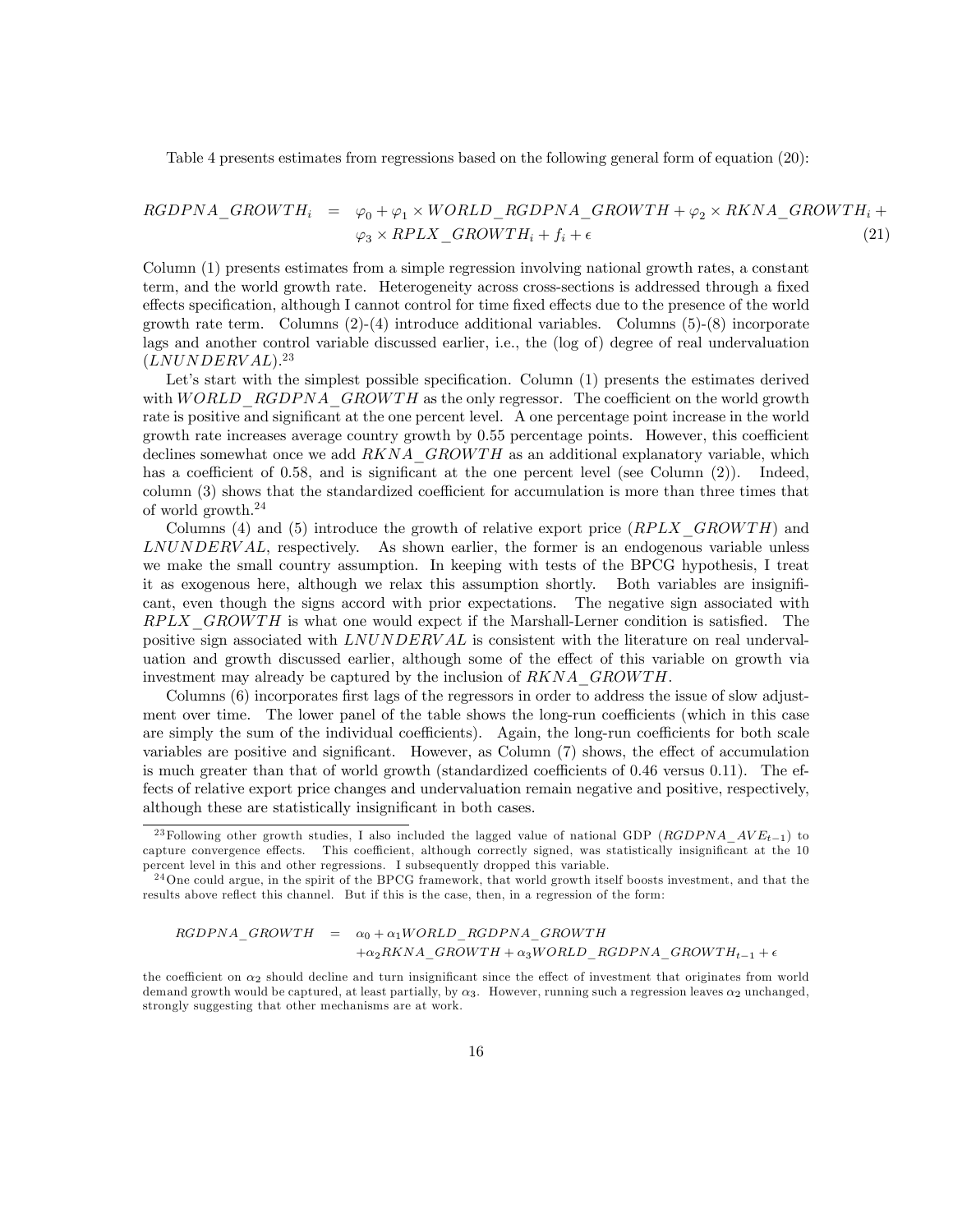Table 4 presents estimates from regressions based on the following general form of equation (20):

$$RGDPNA\_GROWTH_i = \varphi_0 + \varphi_1 \times WORLD\_RGDPNA\_GROWTH + \varphi_2 \times RKNA\_GROWTH_i + \varphi_3 \times RPLX\_GROWTH_i + f_i + \epsilon \tag{21}$$

Column (1) presents estimates from a simple regression involving national growth rates, a constant term, and the world growth rate. Heterogeneity across cross-sections is addressed through a fixed effects specification, although I cannot control for time fixed effects due to the presence of the world growth rate term. Columns (2)-(4) introduce additional variables. Columns (5)-(8) incorporate lags and another control variable discussed earlier, i.e., the (log of) degree of real undervaluation ($LNUNDERVAL$).[23]

Let's start with the simplest possible specification. Column (1) presents the estimates derived with $WORLD\_RGDPNA\_GROWTH$ as the only regressor. The coefficient on the world growth rate is positive and significant at the one percent level. A one percentage point increase in the world growth rate increases average country growth by 0.55 percentage points. However, this coefficient declines somewhat once we add $RKNA\_GROWTH$ as an additional explanatory variable, which has a coefficient of 0.58, and is significant at the one percent level (see Column (2)). Indeed, column (3) shows that the standardized coefficient for accumulation is more than three times that of world growth.[24]

Columns (4) and (5) introduce the growth of relative export price ($RPLX\_GROWTH$) and $LNUNDERVAL$, respectively. As shown earlier, the former is an endogenous variable unless we make the small country assumption. In keeping with tests of the BPCG hypothesis, I treat it as exogenous here, although we relax this assumption shortly. Both variables are insignificant, even though the signs accord with prior expectations. The negative sign associated with $RPLX\_GROWTH$ is what one would expect if the Marshall-Lerner condition is satisfied. The positive sign associated with $LNUNDERVAL$ is consistent with the literature on real undervaluation and growth discussed earlier, although some of the effect of this variable on growth via investment may already be captured by the inclusion of $RKNA\_GROWTH$.

Columns (6) incorporates first lags of the regressors in order to address the issue of slow adjustment over time. The lower panel of the table shows the long-run coefficients (which in this case are simply the sum of the individual coefficients). Again, the long-run coefficients for both scale variables are positive and significant. However, as Column (7) shows, the effect of accumulation is much greater than that of world growth (standardized coefficients of 0.46 versus 0.11). The effects of relative export price changes and undervaluation remain negative and positive, respectively, although these are statistically insignificant in both cases.

---

[23] Following other growth studies, I also included the lagged value of national GDP ($RGDPNA\_AVE_{t-1}$) to capture convergence effects. This coefficient, although correctly signed, was statistically insignificant at the 10 percent level in this and other regressions. I subsequently dropped this variable.

[24] One could argue, in the spirit of the BPCG framework, that world growth itself boosts investment, and that the results above reflect this channel. But if this is the case, then, in a regression of the form:

$$RGDPNA\_GROWTH = \alpha_0 + \alpha_1 WORLD\_RGDPNA\_GROWTH + \alpha_2 RKNA\_GROWTH + \alpha_3 WORLD\_RGDPNA\_GROWTH_{t-1} + \epsilon$$

the coefficient on $\alpha_2$ should decline and turn insignificant since the effect of investment that originates from world demand growth would be captured, at least partially, by $\alpha_3$. However, running such a regression leaves $\alpha_2$ unchanged, strongly suggesting that other mechanisms are at work.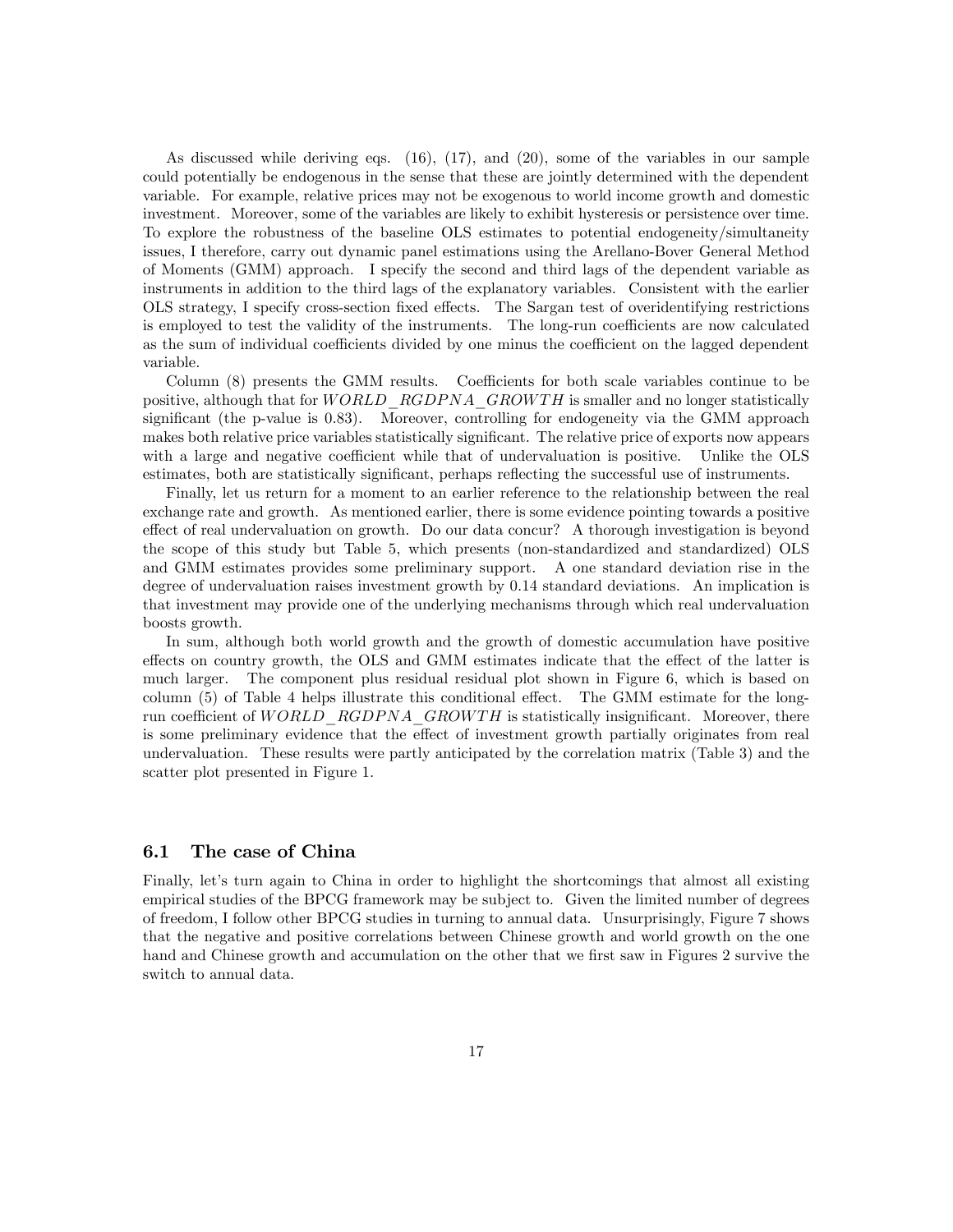As discussed while deriving eqs. (16), (17), and (20), some of the variables in our sample could potentially be endogenous in the sense that these are jointly determined with the dependent variable. For example, relative prices may not be exogenous to world income growth and domestic investment. Moreover, some of the variables are likely to exhibit hysteresis or persistence over time. To explore the robustness of the baseline OLS estimates to potential endogeneity/simultaneity issues, I therefore, carry out dynamic panel estimations using the Arellano-Bover General Method of Moments (GMM) approach. I specify the second and third lags of the dependent variable as instruments in addition to the third lags of the explanatory variables. Consistent with the earlier OLS strategy, I specify cross-section fixed effects. The Sargan test of overidentifying restrictions is employed to test the validity of the instruments. The long-run coefficients are now calculated as the sum of individual coefficients divided by one minus the coefficient on the lagged dependent variable.

Column (8) presents the GMM results. Coefficients for both scale variables continue to be positive, although that for $WORLD\_RGDPNA\_GROWTH$ is smaller and no longer statistically significant (the p-value is 0.83). Moreover, controlling for endogeneity via the GMM approach makes both relative price variables statistically significant. The relative price of exports now appears with a large and negative coefficient while that of undervaluation is positive. Unlike the OLS estimates, both are statistically significant, perhaps reflecting the successful use of instruments.

Finally, let us return for a moment to an earlier reference to the relationship between the real exchange rate and growth. As mentioned earlier, there is some evidence pointing towards a positive effect of real undervaluation on growth. Do our data concur? A thorough investigation is beyond the scope of this study but Table 5, which presents (non-standardized and standardized) OLS and GMM estimates provides some preliminary support. A one standard deviation rise in the degree of undervaluation raises investment growth by 0.14 standard deviations. An implication is that investment may provide one of the underlying mechanisms through which real undervaluation boosts growth.

In sum, although both world growth and the growth of domestic accumulation have positive effects on country growth, the OLS and GMM estimates indicate that the effect of the latter is much larger. The component plus residual residual plot shown in Figure 6, which is based on column (5) of Table 4 helps illustrate this conditional effect. The GMM estimate for the long-run coefficient of $WORLD\_RGDPNA\_GROWTH$ is statistically insignificant. Moreover, there is some preliminary evidence that the effect of investment growth partially originates from real undervaluation. These results were partly anticipated by the correlation matrix (Table 3) and the scatter plot presented in Figure 1.

### 6.1 The case of China

Finally, let's turn again to China in order to highlight the shortcomings that almost all existing empirical studies of the BPCG framework may be subject to. Given the limited number of degrees of freedom, I follow other BPCG studies in turning to annual data. Unsurprisingly, Figure 7 shows that the negative and positive correlations between Chinese growth and world growth on the one hand and Chinese growth and accumulation on the other that we first saw in Figures 2 survive the switch to annual data.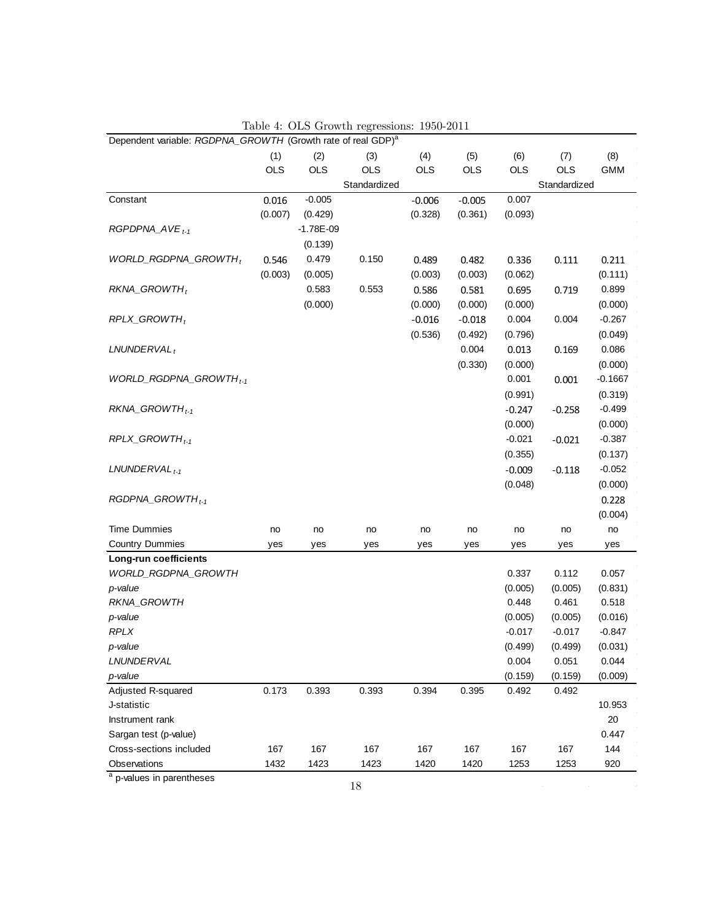Table 4: OLS Growth regressions: 1950-2011

| Dependent variable: *RGDPNA_GROWTH* (Growth rate of real GDP)[a] | (1) | (2) | (3) | (4) | (5) | (6) | (7) | (8) |
|---|---|---|---|---|---|---|---|---|
| | OLS | OLS | OLS | OLS | OLS | OLS | OLS | GMM |
| | | | Standardized | | | | Standardized | |
| Constant | 0.016 | -0.005 | | -0.006 | -0.005 | 0.007 | | |
| | (0.007) | (0.429) | | (0.328) | (0.361) | (0.093) | | |
| $RGPDPNA\_AVE_{t-1}$ | | -1.78E-09 | | | | | | |
| | | (0.139) | | | | | | |
| $WORLD\_RGDPNA\_GROWTH_t$ | 0.546 | 0.479 | 0.150 | 0.489 | 0.482 | 0.336 | 0.111 | 0.211 |
| | (0.003) | (0.005) | | (0.003) | (0.003) | (0.062) | | (0.111) |
| $RKNA\_GROWTH_t$ | | 0.583 | 0.553 | 0.586 | 0.581 | 0.695 | 0.719 | 0.899 |
| | | (0.000) | | (0.000) | (0.000) | (0.000) | | (0.000) |
| $RPLX\_GROWTH_t$ | | | | -0.016 | -0.018 | 0.004 | 0.004 | -0.267 |
| | | | | (0.536) | (0.492) | (0.796) | | (0.049) |
| $LNUNDERVAL_t$ | | | | | 0.004 | 0.013 | 0.169 | 0.086 |
| | | | | | (0.330) | (0.000) | | (0.000) |
| $WORLD\_RGDPNA\_GROWTH_{t-1}$ | | | | | | 0.001 | 0.001 | -0.1667 |
| | | | | | | (0.991) | | (0.319) |
| $RKNA\_GROWTH_{t-1}$ | | | | | | -0.247 | -0.258 | -0.499 |
| | | | | | | (0.000) | | (0.000) |
| $RPLX\_GROWTH_{t-1}$ | | | | | | -0.021 | -0.021 | -0.387 |
| | | | | | | (0.355) | | (0.137) |
| $LNUNDERVAL_{t-1}$ | | | | | | -0.009 | -0.118 | -0.052 |
| | | | | | | (0.048) | | (0.000) |
| $RGDPNA\_GROWTH_{t-1}$ | | | | | | | | 0.228 |
| | | | | | | | | (0.004) |
| Time Dummies | no | no | no | no | no | no | no | no |
| Country Dummies | yes | yes | yes | yes | yes | yes | yes | yes |
| **Long-run coefficients** | | | | | | | | |
| *WORLD_RGDPNA_GROWTH* | | | | | | 0.337 | 0.112 | 0.057 |
| *p-value* | | | | | | (0.005) | (0.005) | (0.831) |
| *RKNA_GROWTH* | | | | | | 0.448 | 0.461 | 0.518 |
| *p-value* | | | | | | (0.005) | (0.005) | (0.016) |
| *RPLX* | | | | | | -0.017 | -0.017 | -0.847 |
| *p-value* | | | | | | (0.499) | (0.499) | (0.031) |
| *LNUNDERVAL* | | | | | | 0.004 | 0.051 | 0.044 |
| *p-value* | | | | | | (0.159) | (0.159) | (0.009) |
| Adjusted R-squared | 0.173 | 0.393 | 0.393 | 0.394 | 0.395 | 0.492 | 0.492 | |
| J-statistic | | | | | | | | 10.953 |
| Instrument rank | | | | | | | | 20 |
| Sargan test (p-value) | | | | | | | | 0.447 |
| Cross-sections included | 167 | 167 | 167 | 167 | 167 | 167 | 167 | 144 |
| Observations | 1432 | 1423 | 1423 | 1420 | 1420 | 1253 | 1253 | 920 |

[a] p-values in parentheses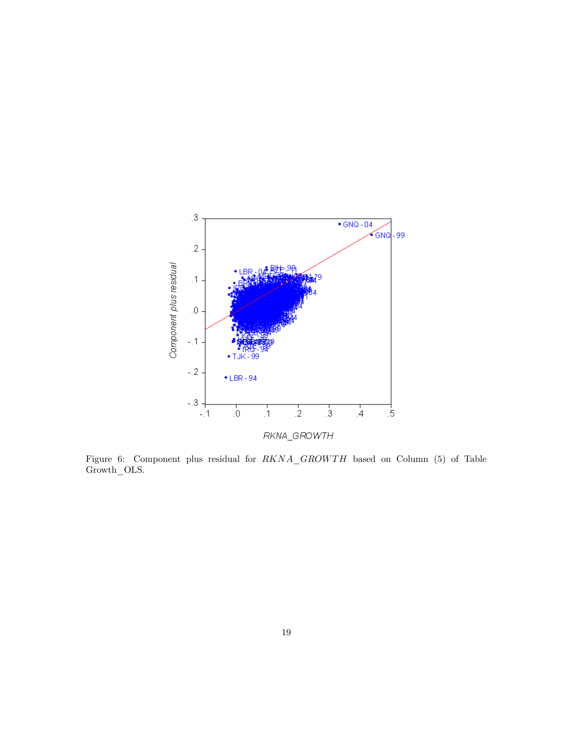.3
.2
.1
.0
-.1
-.2
-.3

Component plus residual

-.1 .0 .1 .2 .3 .4 .5

RKNA_GROWTH

GNQ - 04
GNQ - 99
LBR - 04
BIH - 99
TJK - 99
LBR - 94
IRQ - 94

Figure 6: Component plus residual for $RKNA\_GROWTH$ based on Column (5) of Table Growth_OLS.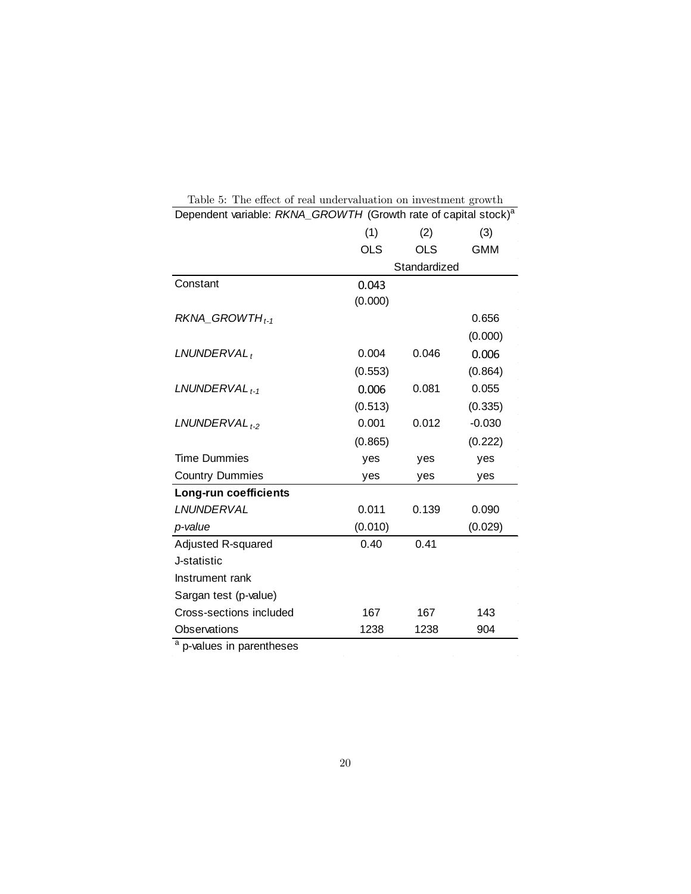Table 5: The effect of real undervaluation on investment growth

| Dependent variable: *RKNA_GROWTH* (Growth rate of capital stock)[a] | (1) | (2) | (3) |
|---|---|---|---|
| | OLS | OLS | GMM |
| | | Standardized | |
| Constant | 0.043 | | |
| | (0.000) | | |
| $RKNA\_GROWTH_{t-1}$ | | | 0.656 |
| | | | (0.000) |
| $LNUNDERVAL_{t}$ | 0.004 | 0.046 | 0.006 |
| | (0.553) | | (0.864) |
| $LNUNDERVAL_{t-1}$ | 0.006 | 0.081 | 0.055 |
| | (0.513) | | (0.335) |
| $LNUNDERVAL_{t-2}$ | 0.001 | 0.012 | -0.030 |
| | (0.865) | | (0.222) |
| Time Dummies | yes | yes | yes |
| Country Dummies | yes | yes | yes |
| **Long-run coefficients** | | | |
| *LNUNDERVAL* | 0.011 | 0.139 | 0.090 |
| *p-value* | (0.010) | | (0.029) |
| Adjusted R-squared | 0.40 | 0.41 | |
| J-statistic | | | |
| Instrument rank | | | |
| Sargan test (p-value) | | | |
| Cross-sections included | 167 | 167 | 143 |
| Observations | 1238 | 1238 | 904 |

[a] p-values in parentheses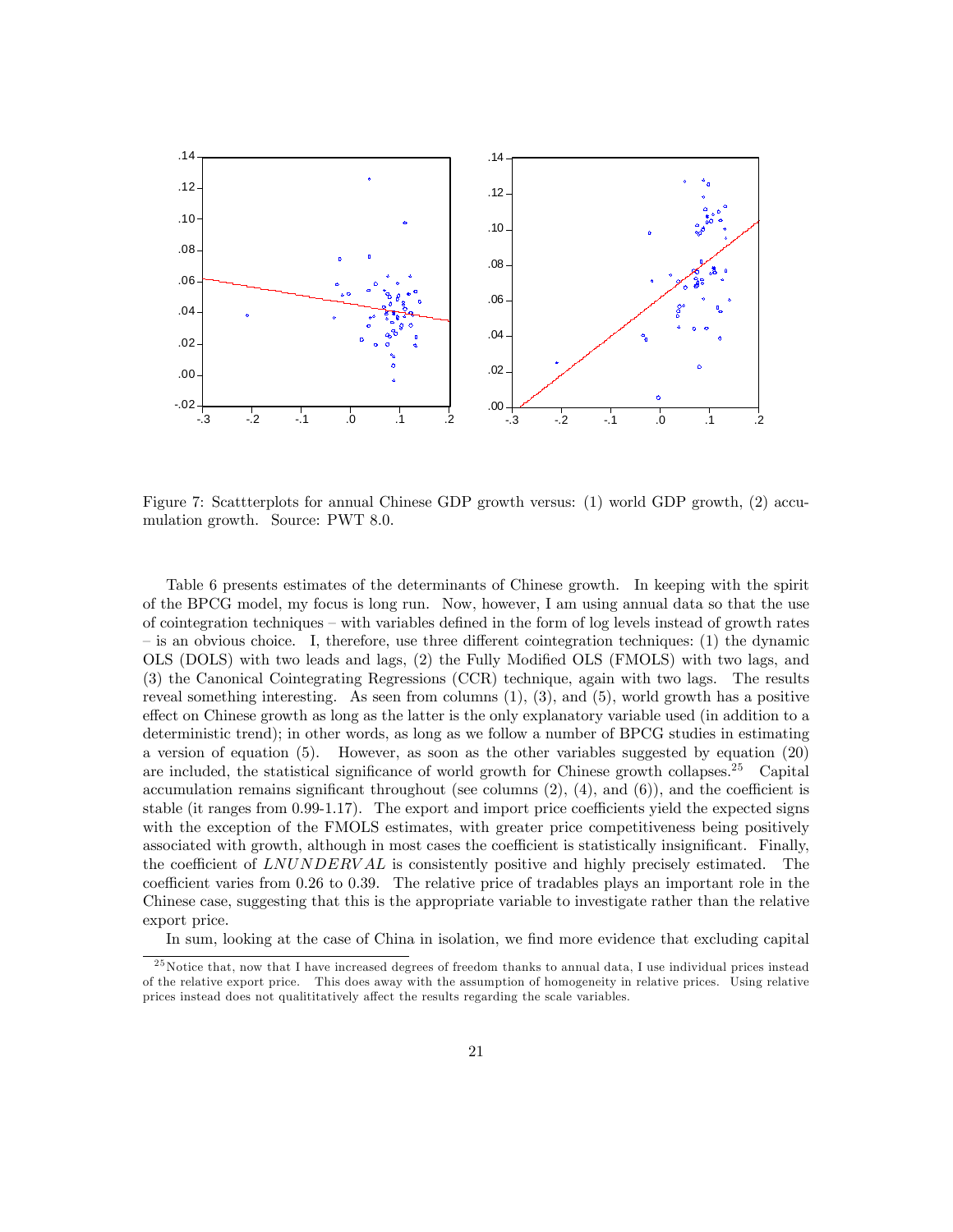.14
.12
.10
.08
.06
.04
.02
.00
-.02
-.3 -.2 -.1 .0 .1 .2

.14
.12
.10
.08
.06
.04
.02
.00
-.3 -.2 -.1 .0 .1 .2

Figure 7: Scattterplots for annual Chinese GDP growth versus: (1) world GDP growth, (2) accumulation growth. Source: PWT 8.0.

Table 6 presents estimates of the determinants of Chinese growth. In keeping with the spirit of the BPCG model, my focus is long run. Now, however, I am using annual data so that the use of cointegration techniques – with variables defined in the form of log levels instead of growth rates – is an obvious choice. I, therefore, use three different cointegration techniques: (1) the dynamic OLS (DOLS) with two leads and lags, (2) the Fully Modified OLS (FMOLS) with two lags, and (3) the Canonical Cointegrating Regressions (CCR) technique, again with two lags. The results reveal something interesting. As seen from columns (1), (3), and (5), world growth has a positive effect on Chinese growth as long as the latter is the only explanatory variable used (in addition to a deterministic trend); in other words, as long as we follow a number of BPCG studies in estimating a version of equation (5). However, as soon as the other variables suggested by equation (20) are included, the statistical significance of world growth for Chinese growth collapses.[25] Capital accumulation remains significant throughout (see columns (2), (4), and (6)), and the coefficient is stable (it ranges from 0.99-1.17). The export and import price coefficients yield the expected signs with the exception of the FMOLS estimates, with greater price competitiveness being positively associated with growth, although in most cases the coefficient is statistically insignificant. Finally, the coefficient of $LNUNDERVAL$ is consistently positive and highly precisely estimated. The coefficient varies from 0.26 to 0.39. The relative price of tradables plays an important role in the Chinese case, suggesting that this is the appropriate variable to investigate rather than the relative export price.

In sum, looking at the case of China in isolation, we find more evidence that excluding capital

[25] Notice that, now that I have increased degrees of freedom thanks to annual data, I use individual prices instead of the relative export price. This does away with the assumption of homogeneity in relative prices. Using relative prices instead does not qualititatively affect the results regarding the scale variables.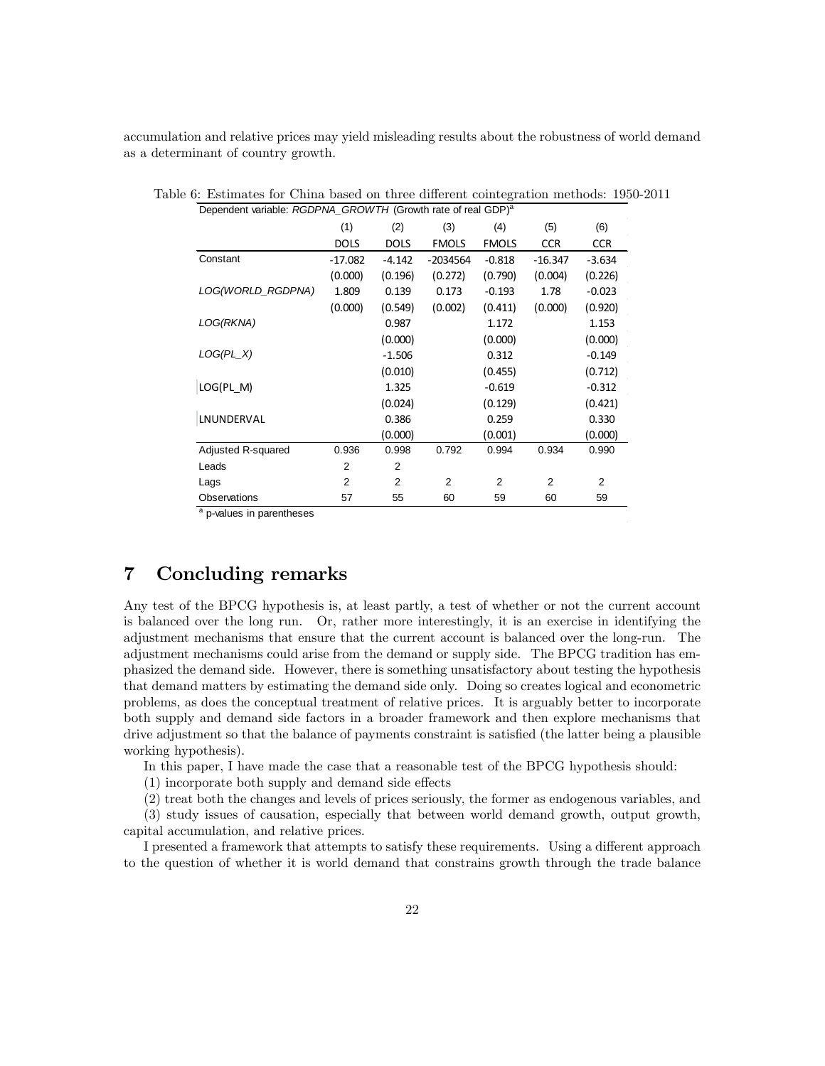accumulation and relative prices may yield misleading results about the robustness of world demand as a determinant of country growth.

Table 6: Estimates for China based on three different cointegration methods: 1950-2011

| Dependent variable: *RGDPNA_GROWTH* (Growth rate of real GDP)[a] | (1) | (2) | (3) | (4) | (5) | (6) |
|---|---|---|---|---|---|---|
| | DOLS | DOLS | FMOLS | FMOLS | CCR | CCR |
| Constant | -17.082 | -4.142 | -2034564 | -0.818 | -16.347 | -3.634 |
| | (0.000) | (0.196) | (0.272) | (0.790) | (0.004) | (0.226) |
| *LOG(WORLD_RGDPNA)* | 1.809 | 0.139 | 0.173 | -0.193 | 1.78 | -0.023 |
| | (0.000) | (0.549) | (0.002) | (0.411) | (0.000) | (0.920) |
| *LOG(RKNA)* | | 0.987 | | 1.172 | | 1.153 |
| | | (0.000) | | (0.000) | | (0.000) |
| *LOG(PL_X)* | | -1.506 | | 0.312 | | -0.149 |
| | | (0.010) | | (0.455) | | (0.712) |
| LOG(PL_M) | | 1.325 | | -0.619 | | -0.312 |
| | | (0.024) | | (0.129) | | (0.421) |
| LNUNDERVAL | | 0.386 | | 0.259 | | 0.330 |
| | | (0.000) | | (0.001) | | (0.000) |
| Adjusted R-squared | 0.936 | 0.998 | 0.792 | 0.994 | 0.934 | 0.990 |
| Leads | 2 | 2 | | | | |
| Lags | 2 | 2 | 2 | 2 | 2 | 2 |
| Observations | 57 | 55 | 60 | 59 | 60 | 59 |

[a] p-values in parentheses

# 7 Concluding remarks

Any test of the BPCG hypothesis is, at least partly, a test of whether or not the current account is balanced over the long run. Or, rather more interestingly, it is an exercise in identifying the adjustment mechanisms that ensure that the current account is balanced over the long-run. The adjustment mechanisms could arise from the demand or supply side. The BPCG tradition has emphasized the demand side. However, there is something unsatisfactory about testing the hypothesis that demand matters by estimating the demand side only. Doing so creates logical and econometric problems, as does the conceptual treatment of relative prices. It is arguably better to incorporate both supply and demand side factors in a broader framework and then explore mechanisms that drive adjustment so that the balance of payments constraint is satisfied (the latter being a plausible working hypothesis).

In this paper, I have made the case that a reasonable test of the BPCG hypothesis should:

(1) incorporate both supply and demand side effects

(2) treat both the changes and levels of prices seriously, the former as endogenous variables, and

(3) study issues of causation, especially that between world demand growth, output growth, capital accumulation, and relative prices.

I presented a framework that attempts to satisfy these requirements. Using a different approach to the question of whether it is world demand that constrains growth through the trade balance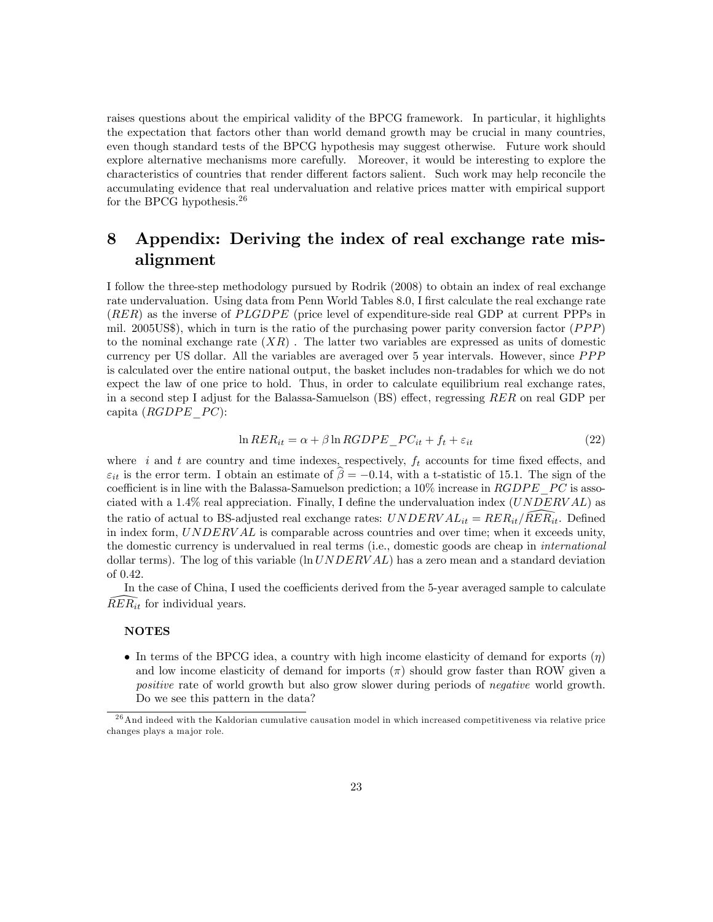raises questions about the empirical validity of the BPCG framework. In particular, it highlights the expectation that factors other than world demand growth may be crucial in many countries, even though standard tests of the BPCG hypothesis may suggest otherwise. Future work should explore alternative mechanisms more carefully. Moreover, it would be interesting to explore the characteristics of countries that render different factors salient. Such work may help reconcile the accumulating evidence that real undervaluation and relative prices matter with empirical support for the BPCG hypothesis.[26]

# 8 Appendix: Deriving the index of real exchange rate misalignment

I follow the three-step methodology pursued by Rodrik (2008) to obtain an index of real exchange rate undervaluation. Using data from Penn World Tables 8.0, I first calculate the real exchange rate ($RER$) as the inverse of $PLGDPE$ (price level of expenditure-side real GDP at current PPPs in mil. 2005US$), which in turn is the ratio of the purchasing power parity conversion factor ($PPP$) to the nominal exchange rate ($XR$) . The latter two variables are expressed as units of domestic currency per US dollar. All the variables are averaged over 5 year intervals. However, since $PPP$ is calculated over the entire national output, the basket includes non-tradables for which we do not expect the law of one price to hold. Thus, in order to calculate equilibrium real exchange rates, in a second step I adjust for the Balassa-Samuelson (BS) effect, regressing $RER$ on real GDP per capita ($RGDPE\_PC$):

$$\ln RER_{it} = \alpha + \beta \ln RGDPE\_PC_{it} + f_t + \varepsilon_{it} \tag{22}$$

where $i$ and $t$ are country and time indexes, respectively, $f_t$ accounts for time fixed effects, and $\varepsilon_{it}$ is the error term. I obtain an estimate of $\widehat{\beta} = -0.14$, with a t-statistic of 15.1. The sign of the coefficient is in line with the Balassa-Samuelson prediction; a 10% increase in $RGDPE\_PC$ is associated with a 1.4% real appreciation. Finally, I define the undervaluation index ($UNDERVAL$) as the ratio of actual to BS-adjusted real exchange rates: $UNDERVAL_{it} = RER_{it}/\widehat{RER}_{it}$. Defined in index form, $UNDERVAL$ is comparable across countries and over time; when it exceeds unity, the domestic currency is undervalued in real terms (i.e., domestic goods are cheap in *international* dollar terms). The log of this variable ($\ln UNDERVAL$) has a zero mean and a standard deviation of 0.42.

In the case of China, I used the coefficients derived from the 5-year averaged sample to calculate $\widehat{RER}_{it}$ for individual years.

**NOTES**

- In terms of the BPCG idea, a country with high income elasticity of demand for exports ($\eta$) and low income elasticity of demand for imports ($\pi$) should grow faster than ROW given a *positive* rate of world growth but also grow slower during periods of *negative* world growth. Do we see this pattern in the data?

[26] And indeed with the Kaldorian cumulative causation model in which increased competitiveness via relative price changes plays a major role.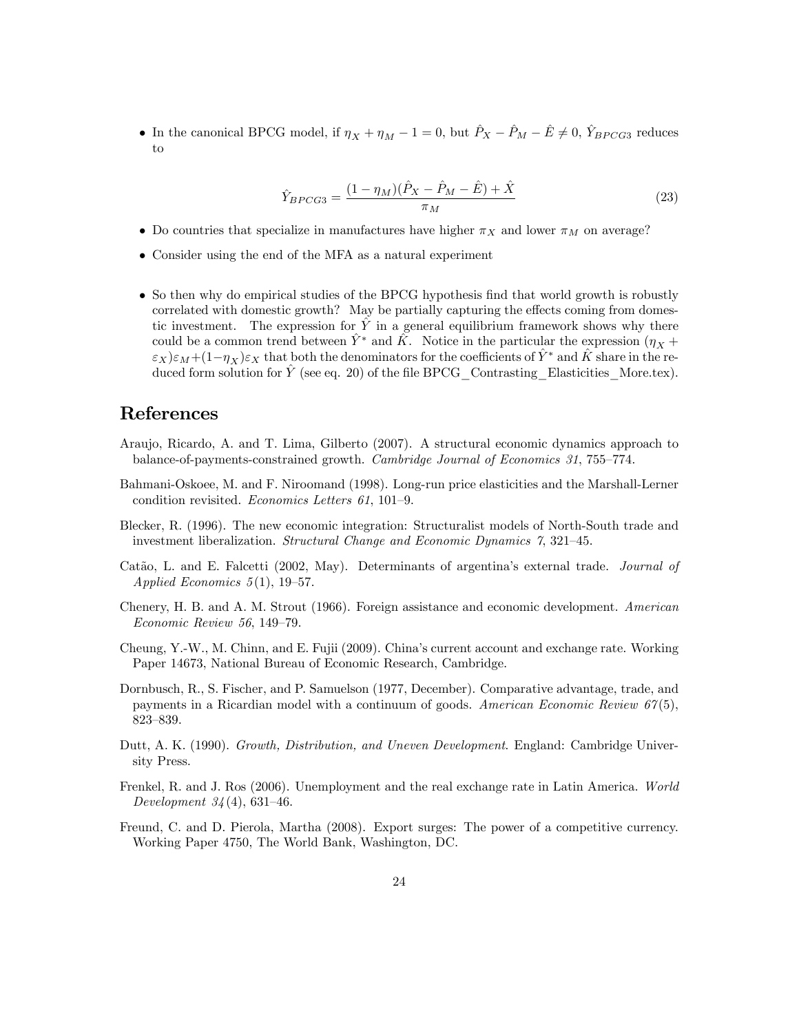- In the canonical BPCG model, if $\eta_X + \eta_M - 1 = 0$, but $\hat{P}_X - \hat{P}_M - \hat{E} \neq 0$, $\hat{Y}_{BPCG3}$ reduces to

$$\hat{Y}_{BPCG3} = \frac{(1-\eta_M)(\hat{P}_X - \hat{P}_M - \hat{E}) + \hat{X}}{\pi_M} \tag{23}$$

- Do countries that specialize in manufactures have higher $\pi_X$ and lower $\pi_M$ on average?
- Consider using the end of the MFA as a natural experiment

- So then why do empirical studies of the BPCG hypothesis find that world growth is robustly correlated with domestic growth? May be partially capturing the effects coming from domestic investment. The expression for $\hat{Y}$ in a general equilibrium framework shows why there could be a common trend between $\hat{Y}^*$ and $\hat{K}$. Notice in the particular the expression $(\eta_X + \varepsilon_X)\varepsilon_M + (1-\eta_X)\varepsilon_X$ that both the denominators for the coefficients of $\hat{Y}^*$ and $\hat{K}$ share in the reduced form solution for $\hat{Y}$ (see eq. 20) of the file BPCG_Contrasting_Elasticities_More.tex).

## References

Araujo, Ricardo, A. and T. Lima, Gilberto (2007). A structural economic dynamics approach to balance-of-payments-constrained growth. *Cambridge Journal of Economics 31*, 755–774.

Bahmani-Oskoee, M. and F. Niroomand (1998). Long-run price elasticities and the Marshall-Lerner condition revisited. *Economics Letters 61*, 101–9.

Blecker, R. (1996). The new economic integration: Structuralist models of North-South trade and investment liberalization. *Structural Change and Economic Dynamics 7*, 321–45.

Catão, L. and E. Falcetti (2002, May). Determinants of argentina's external trade. *Journal of Applied Economics 5*(1), 19–57.

Chenery, H. B. and A. M. Strout (1966). Foreign assistance and economic development. *American Economic Review 56*, 149–79.

Cheung, Y.-W., M. Chinn, and E. Fujii (2009). China's current account and exchange rate. Working Paper 14673, National Bureau of Economic Research, Cambridge.

Dornbusch, R., S. Fischer, and P. Samuelson (1977, December). Comparative advantage, trade, and payments in a Ricardian model with a continuum of goods. *American Economic Review 67*(5), 823–839.

Dutt, A. K. (1990). *Growth, Distribution, and Uneven Development*. England: Cambridge University Press.

Frenkel, R. and J. Ros (2006). Unemployment and the real exchange rate in Latin America. *World Development 34*(4), 631–46.

Freund, C. and D. Pierola, Martha (2008). Export surges: The power of a competitive currency. Working Paper 4750, The World Bank, Washington, DC.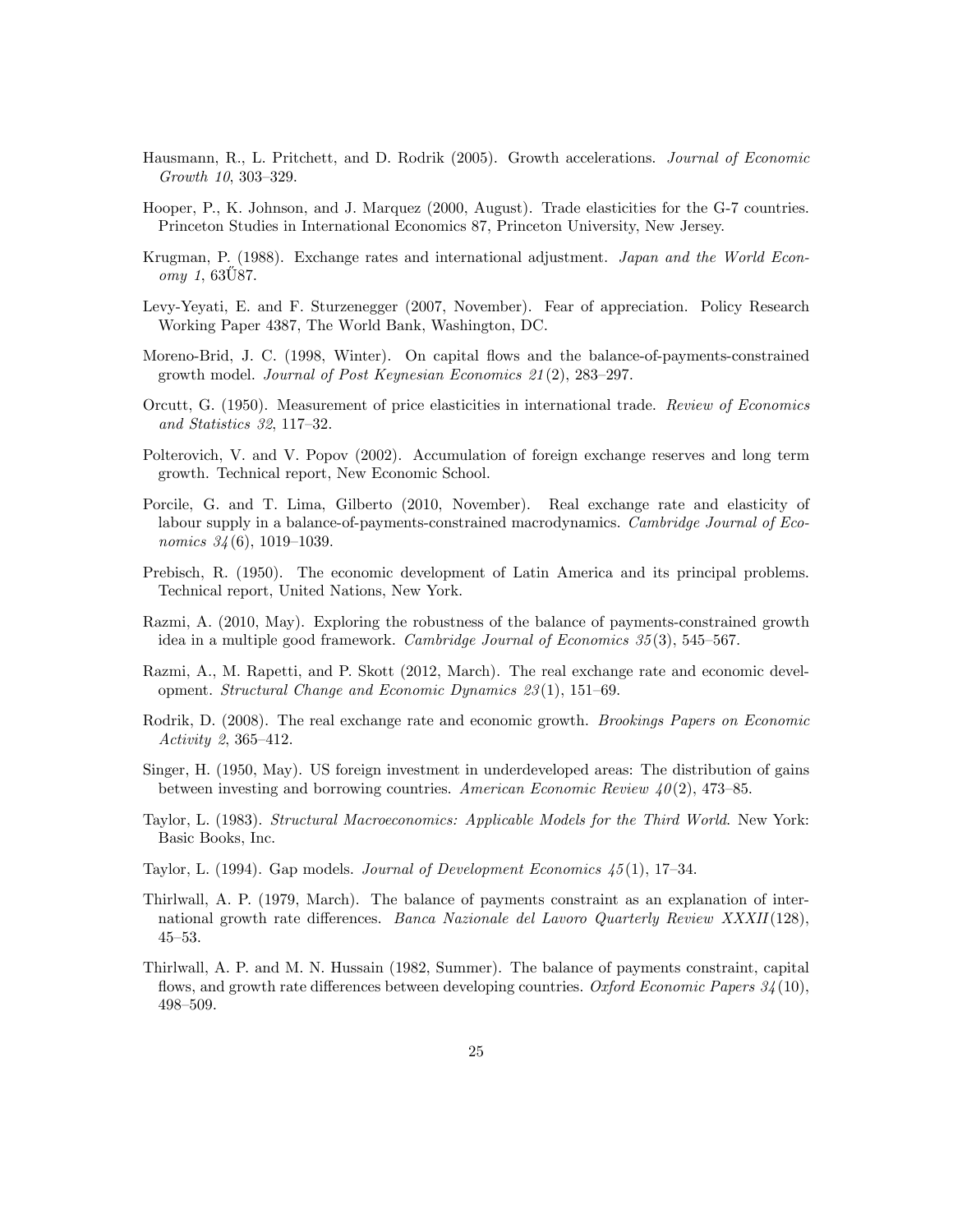Hausmann, R., L. Pritchett, and D. Rodrik (2005). Growth accelerations. *Journal of Economic Growth 10*, 303–329.

Hooper, P., K. Johnson, and J. Marquez (2000, August). Trade elasticities for the G-7 countries. Princeton Studies in International Economics 87, Princeton University, New Jersey.

Krugman, P. (1988). Exchange rates and international adjustment. *Japan and the World Economy 1*, 63Ű87.

Levy-Yeyati, E. and F. Sturzenegger (2007, November). Fear of appreciation. Policy Research Working Paper 4387, The World Bank, Washington, DC.

Moreno-Brid, J. C. (1998, Winter). On capital flows and the balance-of-payments-constrained growth model. *Journal of Post Keynesian Economics 21*(2), 283–297.

Orcutt, G. (1950). Measurement of price elasticities in international trade. *Review of Economics and Statistics 32*, 117–32.

Polterovich, V. and V. Popov (2002). Accumulation of foreign exchange reserves and long term growth. Technical report, New Economic School.

Porcile, G. and T. Lima, Gilberto (2010, November). Real exchange rate and elasticity of labour supply in a balance-of-payments-constrained macrodynamics. *Cambridge Journal of Economics 34*(6), 1019–1039.

Prebisch, R. (1950). The economic development of Latin America and its principal problems. Technical report, United Nations, New York.

Razmi, A. (2010, May). Exploring the robustness of the balance of payments-constrained growth idea in a multiple good framework. *Cambridge Journal of Economics 35*(3), 545–567.

Razmi, A., M. Rapetti, and P. Skott (2012, March). The real exchange rate and economic development. *Structural Change and Economic Dynamics 23*(1), 151–69.

Rodrik, D. (2008). The real exchange rate and economic growth. *Brookings Papers on Economic Activity 2*, 365–412.

Singer, H. (1950, May). US foreign investment in underdeveloped areas: The distribution of gains between investing and borrowing countries. *American Economic Review 40*(2), 473–85.

Taylor, L. (1983). *Structural Macroeconomics: Applicable Models for the Third World*. New York: Basic Books, Inc.

Taylor, L. (1994). Gap models. *Journal of Development Economics 45*(1), 17–34.

Thirlwall, A. P. (1979, March). The balance of payments constraint as an explanation of international growth rate differences. *Banca Nazionale del Lavoro Quarterly Review XXXII*(128), 45–53.

Thirlwall, A. P. and M. N. Hussain (1982, Summer). The balance of payments constraint, capital flows, and growth rate differences between developing countries. *Oxford Economic Papers 34*(10), 498–509.